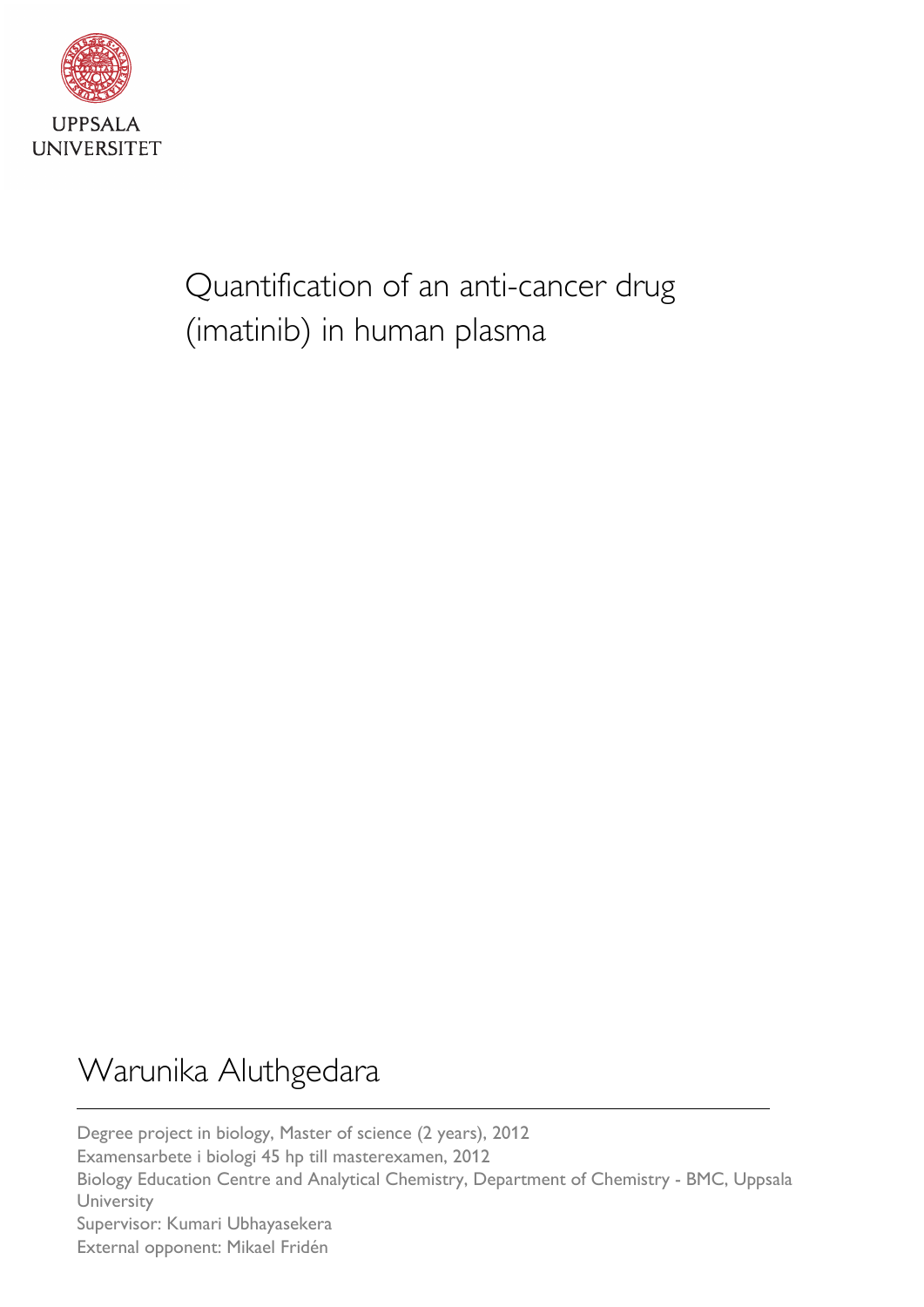UPPSALA UNIVERSITET

# Quantification of an anti-cancer drug (imatinib) in human plasma

## Warunika Aluthgedara

Degree project in biology, Master of science (2 years), 2012
Examensarbete i biologi 45 hp till masterexamen, 2012
Biology Education Centre and Analytical Chemistry, Department of Chemistry - BMC, Uppsala University
Supervisor: Kumari Ubhayasekera
External opponent: Mikael Fridén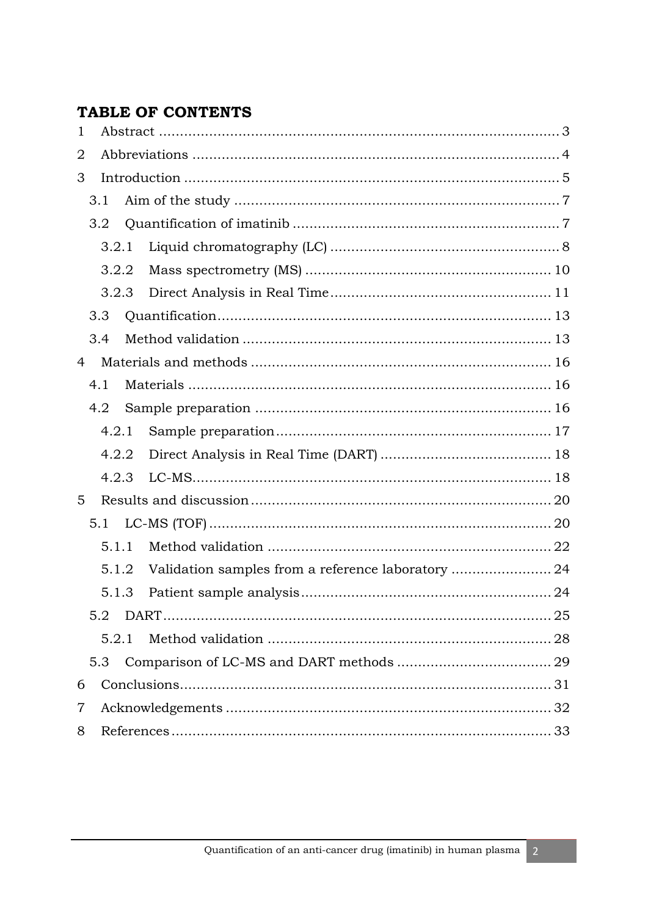# TABLE OF CONTENTS

1 Abstract ........................................................................................ 3

2 Abbreviations ................................................................................ 4

3 Introduction .................................................................................. 5

- 3.1 Aim of the study ...................................................................... 7
- 3.2 Quantification of imatinib ......................................................... 7
  - 3.2.1 Liquid chromatography (LC) ............................................... 8
  - 3.2.2 Mass spectrometry (MS) ..................................................... 10
  - 3.2.3 Direct Analysis in Real Time ............................................... 11
- 3.3 Quantification.......................................................................... 13
- 3.4 Method validation .................................................................... 13

4 Materials and methods ................................................................... 16

- 4.1 Materials ................................................................................ 16
- 4.2 Sample preparation ................................................................. 16
  - 4.2.1 Sample preparation ........................................................... 17
  - 4.2.2 Direct Analysis in Real Time (DART) ................................... 18
  - 4.2.3 LC-MS................................................................................ 18

5 Results and discussion .................................................................. 20

- 5.1 LC-MS (TOF) ............................................................................ 20
  - 5.1.1 Method validation .............................................................. 22
  - 5.1.2 Validation samples from a reference laboratory .................. 24
  - 5.1.3 Patient sample analysis ...................................................... 24
- 5.2 DART ...................................................................................... 25
  - 5.2.1 Method validation .............................................................. 28
- 5.3 Comparison of LC-MS and DART methods ................................ 29

6 Conclusions.................................................................................... 31

7 Acknowledgements ......................................................................... 32

8 References ...................................................................................... 33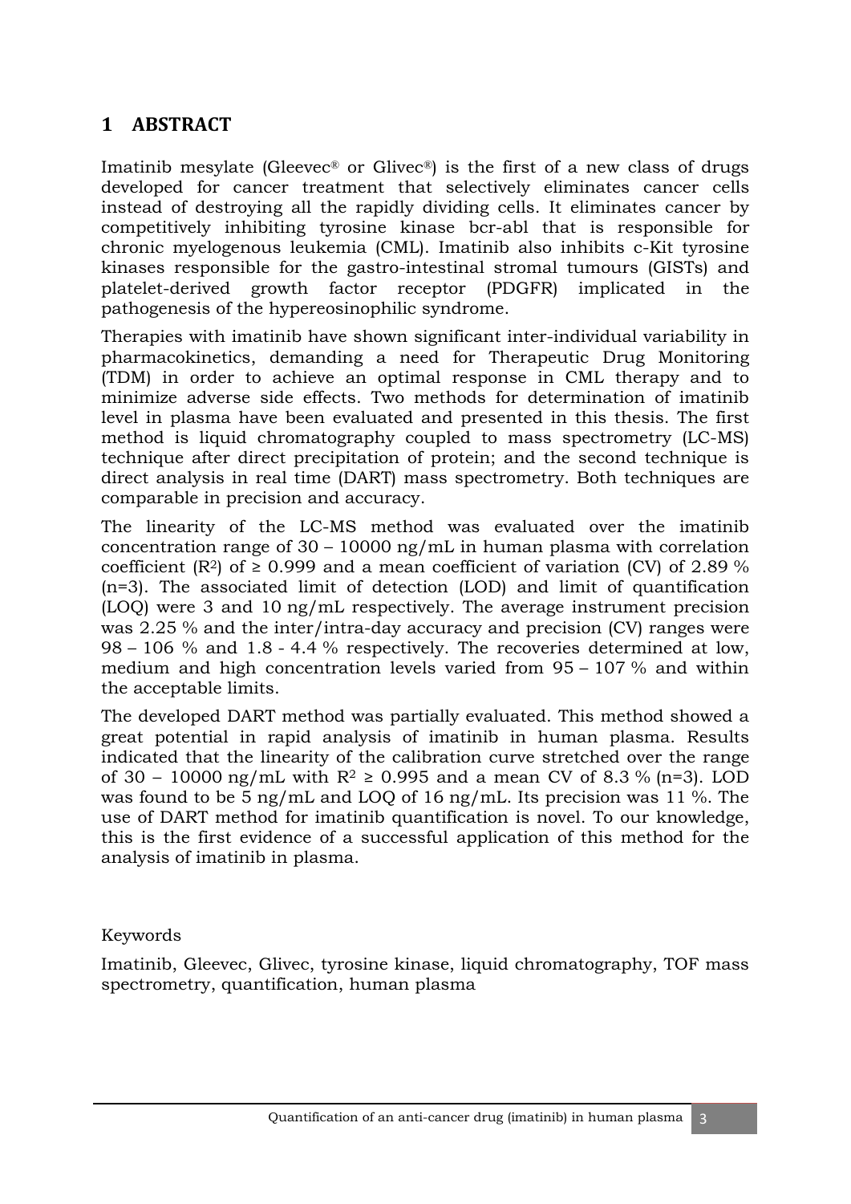# 1 ABSTRACT

Imatinib mesylate (Gleevec® or Glivec®) is the first of a new class of drugs developed for cancer treatment that selectively eliminates cancer cells instead of destroying all the rapidly dividing cells. It eliminates cancer by competitively inhibiting tyrosine kinase bcr-abl that is responsible for chronic myelogenous leukemia (CML). Imatinib also inhibits c-Kit tyrosine kinases responsible for the gastro-intestinal stromal tumours (GISTs) and platelet-derived growth factor receptor (PDGFR) implicated in the pathogenesis of the hypereosinophilic syndrome.

Therapies with imatinib have shown significant inter-individual variability in pharmacokinetics, demanding a need for Therapeutic Drug Monitoring (TDM) in order to achieve an optimal response in CML therapy and to minimize adverse side effects. Two methods for determination of imatinib level in plasma have been evaluated and presented in this thesis. The first method is liquid chromatography coupled to mass spectrometry (LC-MS) technique after direct precipitation of protein; and the second technique is direct analysis in real time (DART) mass spectrometry. Both techniques are comparable in precision and accuracy.

The linearity of the LC-MS method was evaluated over the imatinib concentration range of 30 – 10000 ng/mL in human plasma with correlation coefficient ($R^2$) of ≥ 0.999 and a mean coefficient of variation (CV) of 2.89 % (n=3). The associated limit of detection (LOD) and limit of quantification (LOQ) were 3 and 10 ng/mL respectively. The average instrument precision was 2.25 % and the inter/intra-day accuracy and precision (CV) ranges were 98 – 106 % and 1.8 - 4.4 % respectively. The recoveries determined at low, medium and high concentration levels varied from 95 – 107 % and within the acceptable limits.

The developed DART method was partially evaluated. This method showed a great potential in rapid analysis of imatinib in human plasma. Results indicated that the linearity of the calibration curve stretched over the range of 30 – 10000 ng/mL with $R^2$ ≥ 0.995 and a mean CV of 8.3 % (n=3). LOD was found to be 5 ng/mL and LOQ of 16 ng/mL. Its precision was 11 %. The use of DART method for imatinib quantification is novel. To our knowledge, this is the first evidence of a successful application of this method for the analysis of imatinib in plasma.

Keywords

Imatinib, Gleevec, Glivec, tyrosine kinase, liquid chromatography, TOF mass spectrometry, quantification, human plasma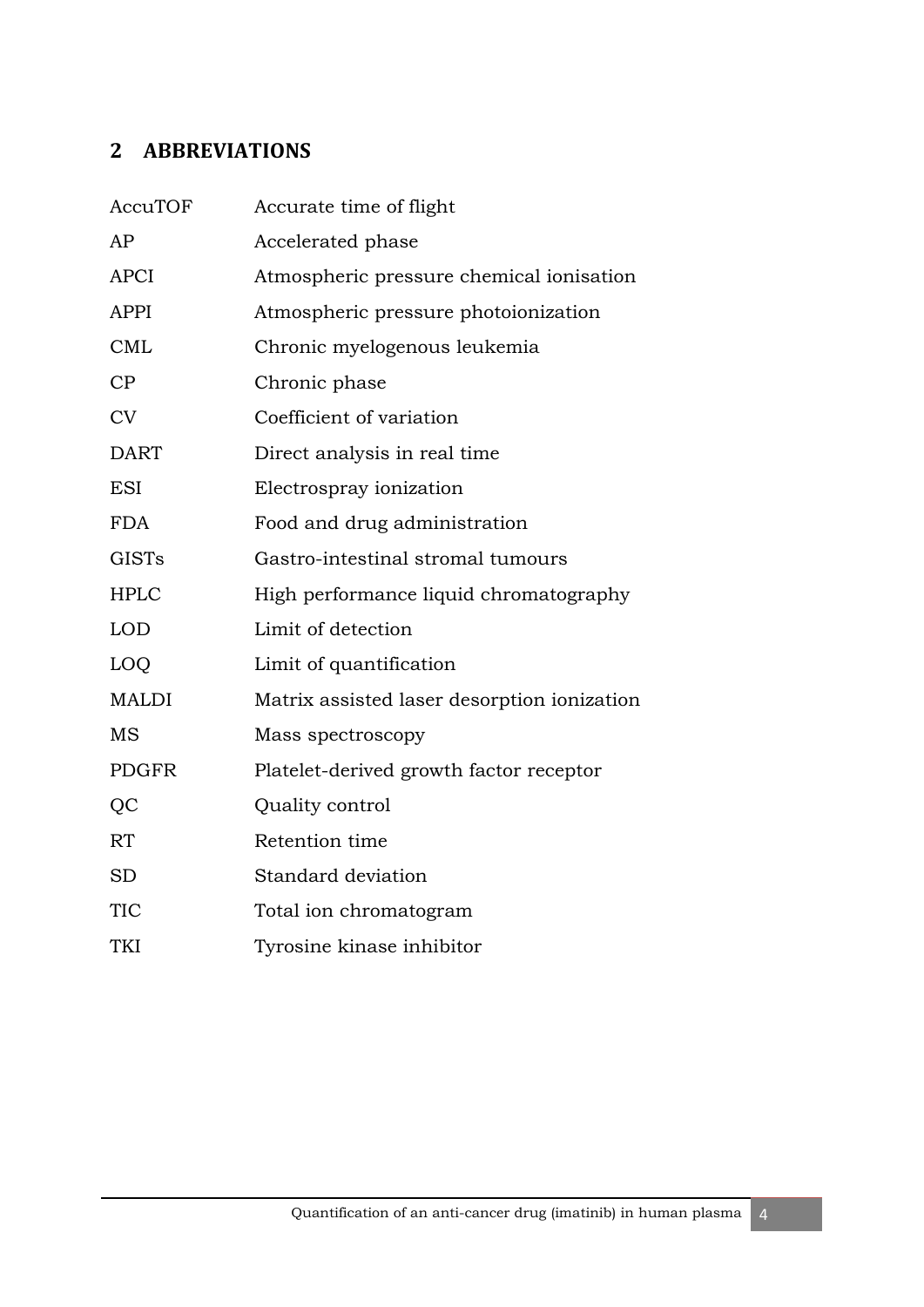## 2 ABBREVIATIONS

| | |
|---|---|
| AccuTOF | Accurate time of flight |
| AP | Accelerated phase |
| APCI | Atmospheric pressure chemical ionisation |
| APPI | Atmospheric pressure photoionization |
| CML | Chronic myelogenous leukemia |
| CP | Chronic phase |
| CV | Coefficient of variation |
| DART | Direct analysis in real time |
| ESI | Electrospray ionization |
| FDA | Food and drug administration |
| GISTs | Gastro-intestinal stromal tumours |
| HPLC | High performance liquid chromatography |
| LOD | Limit of detection |
| LOQ | Limit of quantification |
| MALDI | Matrix assisted laser desorption ionization |
| MS | Mass spectroscopy |
| PDGFR | Platelet-derived growth factor receptor |
| QC | Quality control |
| RT | Retention time |
| SD | Standard deviation |
| TIC | Total ion chromatogram |
| TKI | Tyrosine kinase inhibitor |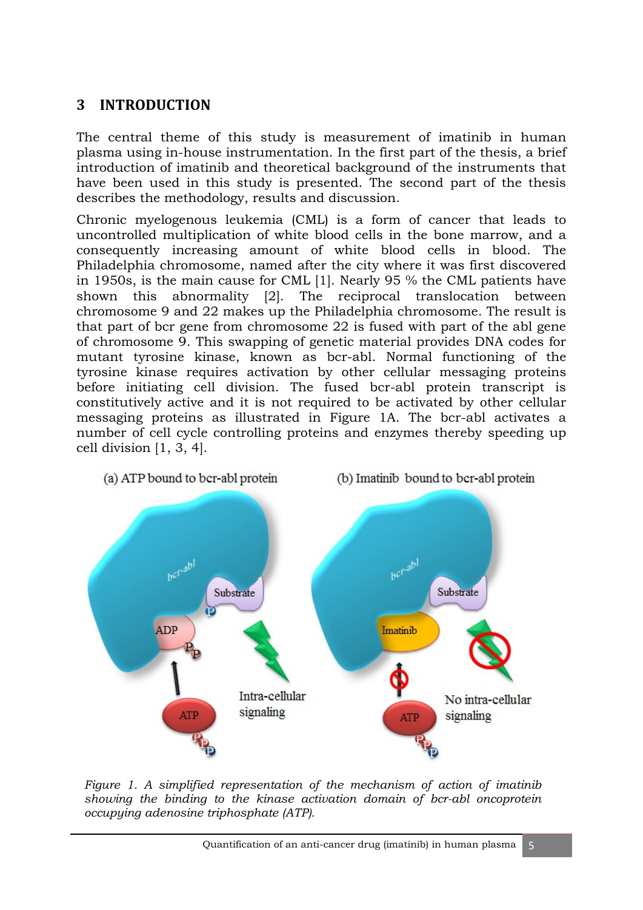# 3 INTRODUCTION

The central theme of this study is measurement of imatinib in human plasma using in-house instrumentation. In the first part of the thesis, a brief introduction of imatinib and theoretical background of the instruments that have been used in this study is presented. The second part of the thesis describes the methodology, results and discussion.

Chronic myelogenous leukemia (CML) is a form of cancer that leads to uncontrolled multiplication of white blood cells in the bone marrow, and a consequently increasing amount of white blood cells in blood. The Philadelphia chromosome, named after the city where it was first discovered in 1950s, is the main cause for CML [1]. Nearly 95 % the CML patients have shown this abnormality [2]. The reciprocal translocation between chromosome 9 and 22 makes up the Philadelphia chromosome. The result is that part of bcr gene from chromosome 22 is fused with part of the abl gene of chromosome 9. This swapping of genetic material provides DNA codes for mutant tyrosine kinase, known as bcr-abl. Normal functioning of the tyrosine kinase requires activation by other cellular messaging proteins before initiating cell division. The fused bcr-abl protein transcript is constitutively active and it is not required to be activated by other cellular messaging proteins as illustrated in Figure 1A. The bcr-abl activates a number of cell cycle controlling proteins and enzymes thereby speeding up cell division [1, 3, 4].

*Figure 1. A simplified representation of the mechanism of action of imatinib showing the binding to the kinase activation domain of bcr-abl oncoprotein occupying adenosine triphosphate (ATP).*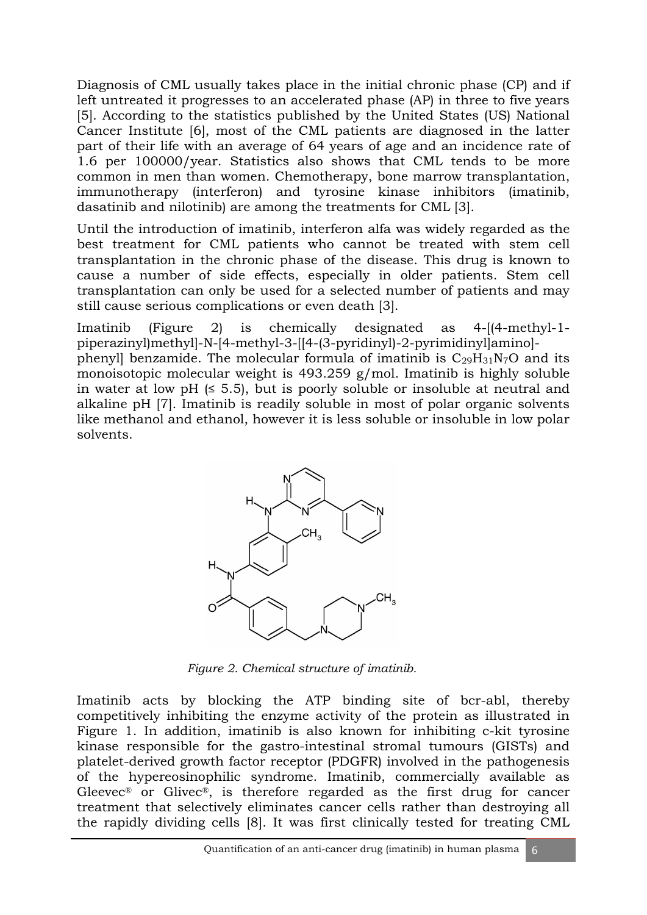Diagnosis of CML usually takes place in the initial chronic phase (CP) and if left untreated it progresses to an accelerated phase (AP) in three to five years [5]. According to the statistics published by the United States (US) National Cancer Institute [6], most of the CML patients are diagnosed in the latter part of their life with an average of 64 years of age and an incidence rate of 1.6 per 100000/year. Statistics also shows that CML tends to be more common in men than women. Chemotherapy, bone marrow transplantation, immunotherapy (interferon) and tyrosine kinase inhibitors (imatinib, dasatinib and nilotinib) are among the treatments for CML [3].

Until the introduction of imatinib, interferon alfa was widely regarded as the best treatment for CML patients who cannot be treated with stem cell transplantation in the chronic phase of the disease. This drug is known to cause a number of side effects, especially in older patients. Stem cell transplantation can only be used for a selected number of patients and may still cause serious complications or even death [3].

Imatinib (Figure 2) is chemically designated as 4-[(4-methyl-1-piperazinyl)methyl]-N-[4-methyl-3-[[4-(3-pyridinyl)-2-pyrimidinyl]amino]-phenyl] benzamide. The molecular formula of imatinib is $C_{29}H_{31}N_7O$ and its monoisotopic molecular weight is 493.259 g/mol. Imatinib is highly soluble in water at low pH (≤ 5.5), but is poorly soluble or insoluble at neutral and alkaline pH [7]. Imatinib is readily soluble in most of polar organic solvents like methanol and ethanol, however it is less soluble or insoluble in low polar solvents.

*Figure 2. Chemical structure of imatinib.*

Imatinib acts by blocking the ATP binding site of bcr-abl, thereby competitively inhibiting the enzyme activity of the protein as illustrated in Figure 1. In addition, imatinib is also known for inhibiting c-kit tyrosine kinase responsible for the gastro-intestinal stromal tumours (GISTs) and platelet-derived growth factor receptor (PDGFR) involved in the pathogenesis of the hypereosinophilic syndrome. Imatinib, commercially available as Gleevec® or Glivec®, is therefore regarded as the first drug for cancer treatment that selectively eliminates cancer cells rather than destroying all the rapidly dividing cells [8]. It was first clinically tested for treating CML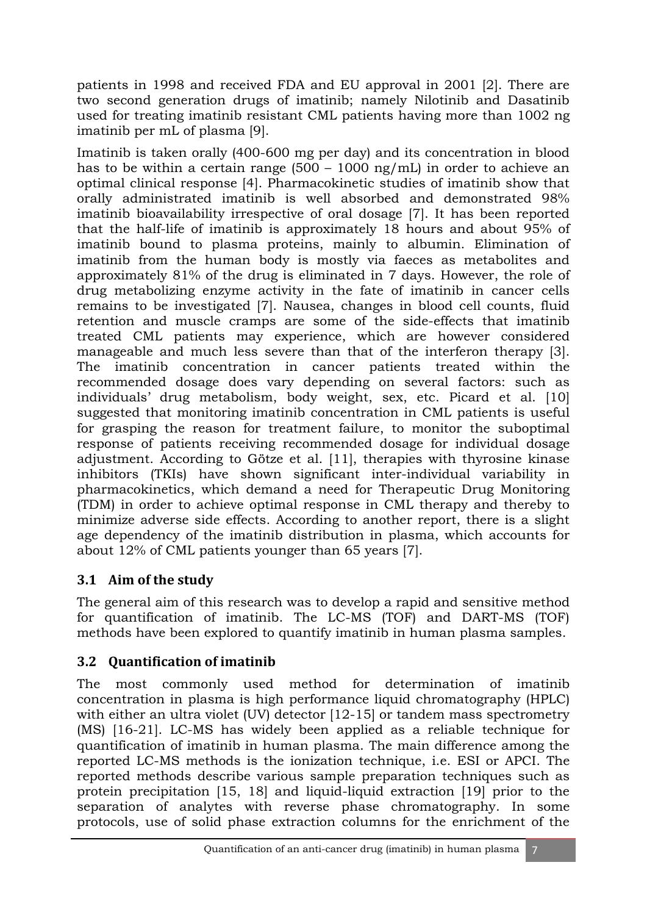patients in 1998 and received FDA and EU approval in 2001 [2]. There are two second generation drugs of imatinib; namely Nilotinib and Dasatinib used for treating imatinib resistant CML patients having more than 1002 ng imatinib per mL of plasma [9].

Imatinib is taken orally (400-600 mg per day) and its concentration in blood has to be within a certain range (500 – 1000 ng/mL) in order to achieve an optimal clinical response [4]. Pharmacokinetic studies of imatinib show that orally administrated imatinib is well absorbed and demonstrated 98% imatinib bioavailability irrespective of oral dosage [7]. It has been reported that the half-life of imatinib is approximately 18 hours and about 95% of imatinib bound to plasma proteins, mainly to albumin. Elimination of imatinib from the human body is mostly via faeces as metabolites and approximately 81% of the drug is eliminated in 7 days. However, the role of drug metabolizing enzyme activity in the fate of imatinib in cancer cells remains to be investigated [7]. Nausea, changes in blood cell counts, fluid retention and muscle cramps are some of the side-effects that imatinib treated CML patients may experience, which are however considered manageable and much less severe than that of the interferon therapy [3]. The imatinib concentration in cancer patients treated within the recommended dosage does vary depending on several factors: such as individuals' drug metabolism, body weight, sex, etc. Picard et al. [10] suggested that monitoring imatinib concentration in CML patients is useful for grasping the reason for treatment failure, to monitor the suboptimal response of patients receiving recommended dosage for individual dosage adjustment. According to Götze et al. [11], therapies with thyrosine kinase inhibitors (TKIs) have shown significant inter-individual variability in pharmacokinetics, which demand a need for Therapeutic Drug Monitoring (TDM) in order to achieve optimal response in CML therapy and thereby to minimize adverse side effects. According to another report, there is a slight age dependency of the imatinib distribution in plasma, which accounts for about 12% of CML patients younger than 65 years [7].

## 3.1 Aim of the study

The general aim of this research was to develop a rapid and sensitive method for quantification of imatinib. The LC-MS (TOF) and DART-MS (TOF) methods have been explored to quantify imatinib in human plasma samples.

## 3.2 Quantification of imatinib

The most commonly used method for determination of imatinib concentration in plasma is high performance liquid chromatography (HPLC) with either an ultra violet (UV) detector [12-15] or tandem mass spectrometry (MS) [16-21]. LC-MS has widely been applied as a reliable technique for quantification of imatinib in human plasma. The main difference among the reported LC-MS methods is the ionization technique, i.e. ESI or APCI. The reported methods describe various sample preparation techniques such as protein precipitation [15, 18] and liquid-liquid extraction [19] prior to the separation of analytes with reverse phase chromatography. In some protocols, use of solid phase extraction columns for the enrichment of the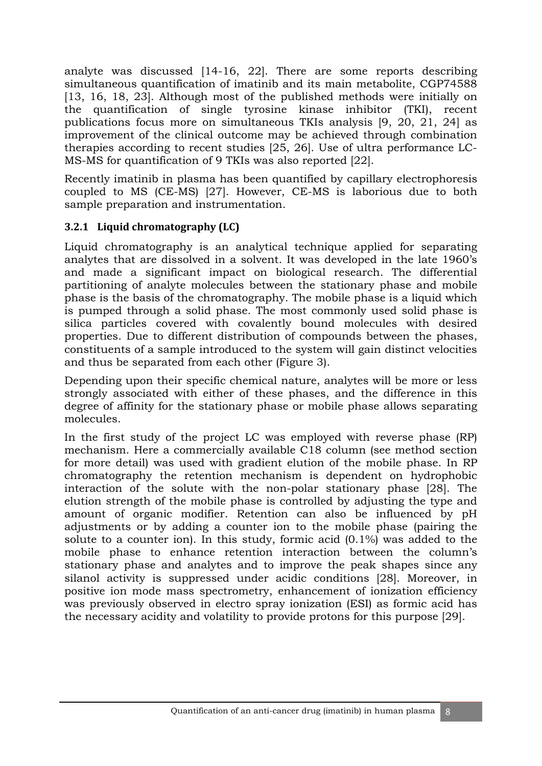analyte was discussed [14-16, 22]. There are some reports describing simultaneous quantification of imatinib and its main metabolite, CGP74588 [13, 16, 18, 23]. Although most of the published methods were initially on the quantification of single tyrosine kinase inhibitor (TKI), recent publications focus more on simultaneous TKIs analysis [9, 20, 21, 24] as improvement of the clinical outcome may be achieved through combination therapies according to recent studies [25, 26]. Use of ultra performance LC-MS-MS for quantification of 9 TKIs was also reported [22].

Recently imatinib in plasma has been quantified by capillary electrophoresis coupled to MS (CE-MS) [27]. However, CE-MS is laborious due to both sample preparation and instrumentation.

### 3.2.1 Liquid chromatography (LC)

Liquid chromatography is an analytical technique applied for separating analytes that are dissolved in a solvent. It was developed in the late 1960's and made a significant impact on biological research. The differential partitioning of analyte molecules between the stationary phase and mobile phase is the basis of the chromatography. The mobile phase is a liquid which is pumped through a solid phase. The most commonly used solid phase is silica particles covered with covalently bound molecules with desired properties. Due to different distribution of compounds between the phases, constituents of a sample introduced to the system will gain distinct velocities and thus be separated from each other (Figure 3).

Depending upon their specific chemical nature, analytes will be more or less strongly associated with either of these phases, and the difference in this degree of affinity for the stationary phase or mobile phase allows separating molecules.

In the first study of the project LC was employed with reverse phase (RP) mechanism. Here a commercially available C18 column (see method section for more detail) was used with gradient elution of the mobile phase. In RP chromatography the retention mechanism is dependent on hydrophobic interaction of the solute with the non-polar stationary phase [28]. The elution strength of the mobile phase is controlled by adjusting the type and amount of organic modifier. Retention can also be influenced by pH adjustments or by adding a counter ion to the mobile phase (pairing the solute to a counter ion). In this study, formic acid (0.1%) was added to the mobile phase to enhance retention interaction between the column's stationary phase and analytes and to improve the peak shapes since any silanol activity is suppressed under acidic conditions [28]. Moreover, in positive ion mode mass spectrometry, enhancement of ionization efficiency was previously observed in electro spray ionization (ESI) as formic acid has the necessary acidity and volatility to provide protons for this purpose [29].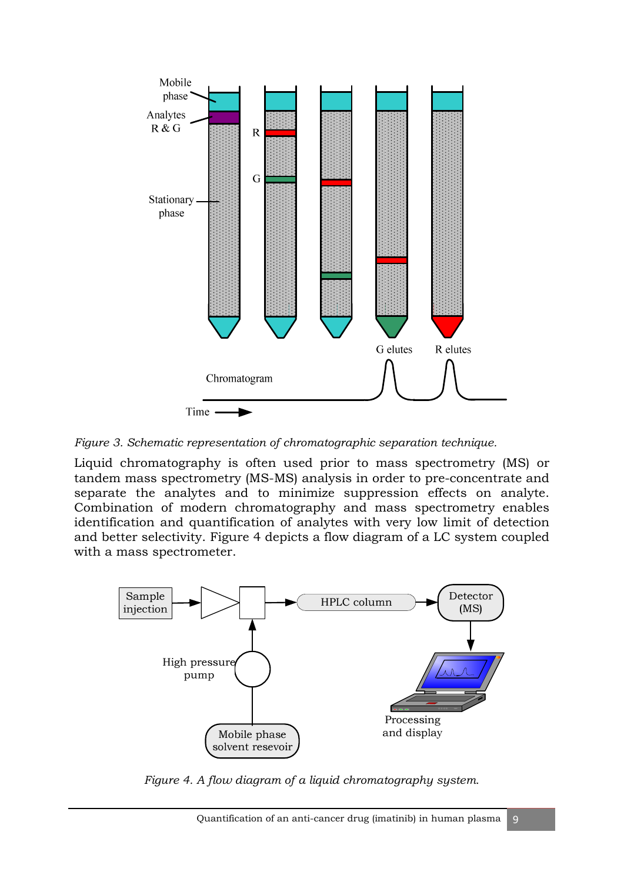*Figure 3. Schematic representation of chromatographic separation technique.*

Liquid chromatography is often used prior to mass spectrometry (MS) or tandem mass spectrometry (MS-MS) analysis in order to pre-concentrate and separate the analytes and to minimize suppression effects on analyte. Combination of modern chromatography and mass spectrometry enables identification and quantification of analytes with very low limit of detection and better selectivity. Figure 4 depicts a flow diagram of a LC system coupled with a mass spectrometer.

*Figure 4. A flow diagram of a liquid chromatography system.*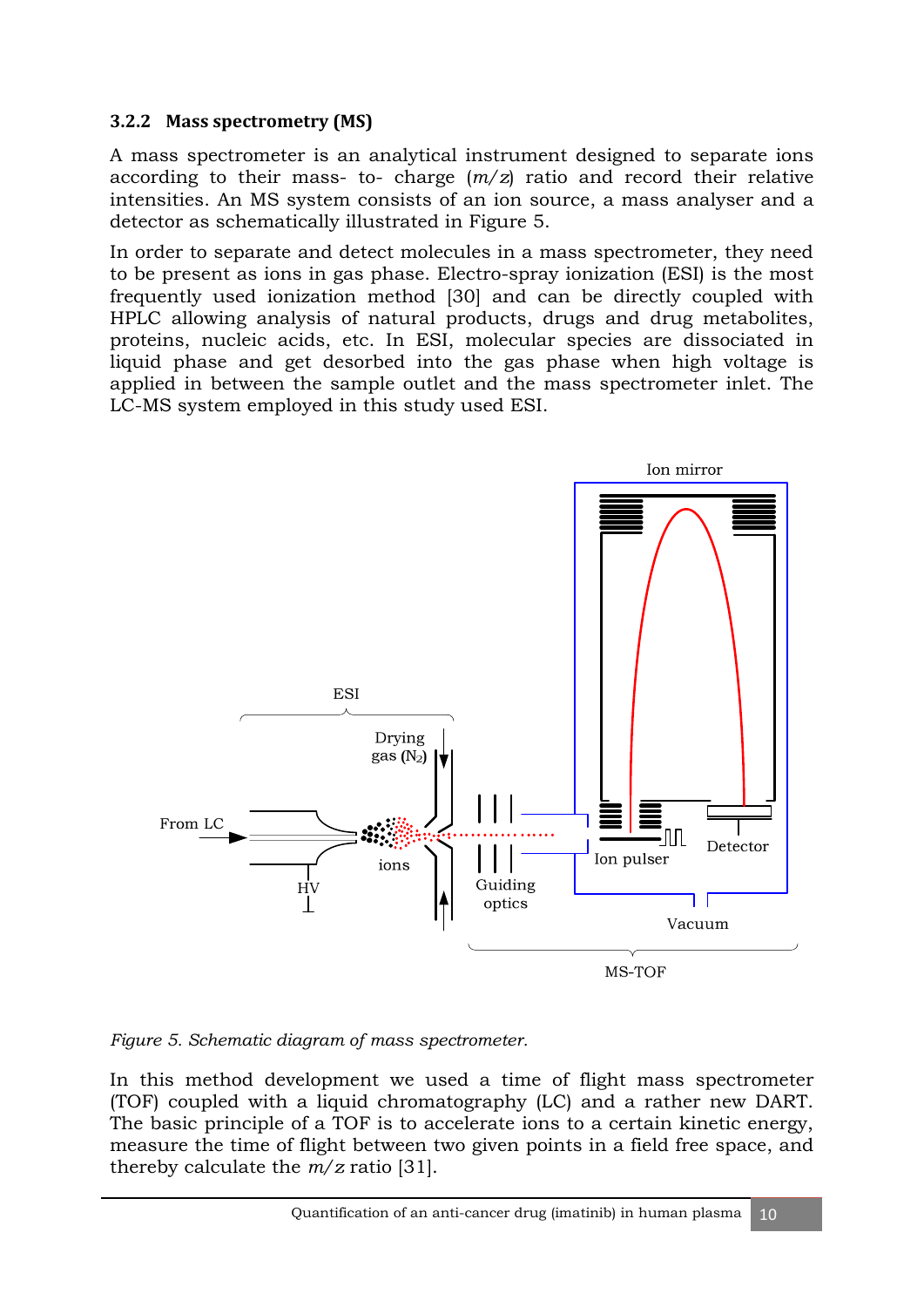### 3.2.2 Mass spectrometry (MS)

A mass spectrometer is an analytical instrument designed to separate ions according to their mass- to- charge (*m/z*) ratio and record their relative intensities. An MS system consists of an ion source, a mass analyser and a detector as schematically illustrated in Figure 5.

In order to separate and detect molecules in a mass spectrometer, they need to be present as ions in gas phase. Electro-spray ionization (ESI) is the most frequently used ionization method [30] and can be directly coupled with HPLC allowing analysis of natural products, drugs and drug metabolites, proteins, nucleic acids, etc. In ESI, molecular species are dissociated in liquid phase and get desorbed into the gas phase when high voltage is applied in between the sample outlet and the mass spectrometer inlet. The LC-MS system employed in this study used ESI.

*Figure 5. Schematic diagram of mass spectrometer.*

In this method development we used a time of flight mass spectrometer (TOF) coupled with a liquid chromatography (LC) and a rather new DART. The basic principle of a TOF is to accelerate ions to a certain kinetic energy, measure the time of flight between two given points in a field free space, and thereby calculate the *m/z* ratio [31].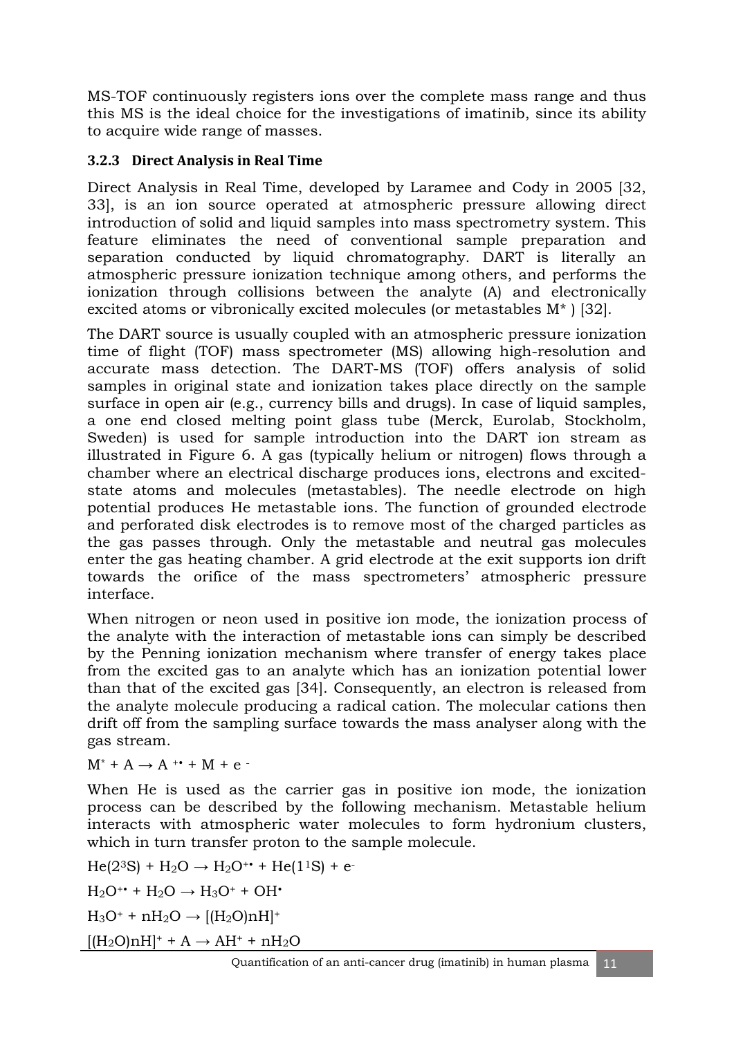MS-TOF continuously registers ions over the complete mass range and thus this MS is the ideal choice for the investigations of imatinib, since its ability to acquire wide range of masses.

### 3.2.3 Direct Analysis in Real Time

Direct Analysis in Real Time, developed by Laramee and Cody in 2005 [32, 33], is an ion source operated at atmospheric pressure allowing direct introduction of solid and liquid samples into mass spectrometry system. This feature eliminates the need of conventional sample preparation and separation conducted by liquid chromatography. DART is literally an atmospheric pressure ionization technique among others, and performs the ionization through collisions between the analyte (A) and electronically excited atoms or vibronically excited molecules (or metastables M* ) [32].

The DART source is usually coupled with an atmospheric pressure ionization time of flight (TOF) mass spectrometer (MS) allowing high-resolution and accurate mass detection. The DART-MS (TOF) offers analysis of solid samples in original state and ionization takes place directly on the sample surface in open air (e.g., currency bills and drugs). In case of liquid samples, a one end closed melting point glass tube (Merck, Eurolab, Stockholm, Sweden) is used for sample introduction into the DART ion stream as illustrated in Figure 6. A gas (typically helium or nitrogen) flows through a chamber where an electrical discharge produces ions, electrons and excited-state atoms and molecules (metastables). The needle electrode on high potential produces He metastable ions. The function of grounded electrode and perforated disk electrodes is to remove most of the charged particles as the gas passes through. Only the metastable and neutral gas molecules enter the gas heating chamber. A grid electrode at the exit supports ion drift towards the orifice of the mass spectrometers' atmospheric pressure interface.

When nitrogen or neon used in positive ion mode, the ionization process of the analyte with the interaction of metastable ions can simply be described by the Penning ionization mechanism where transfer of energy takes place from the excited gas to an analyte which has an ionization potential lower than that of the excited gas [34]. Consequently, an electron is released from the analyte molecule producing a radical cation. The molecular cations then drift off from the sampling surface towards the mass analyser along with the gas stream.

$$M^{*} + A \rightarrow A^{+\bullet} + M + e^{-}$$

When He is used as the carrier gas in positive ion mode, the ionization process can be described by the following mechanism. Metastable helium interacts with atmospheric water molecules to form hydronium clusters, which in turn transfer proton to the sample molecule.

$$He(2^{3}S) + H_2O \rightarrow H_2O^{+\bullet} + He(1^{1}S) + e^{-}$$

$$H_2O^{+\bullet} + H_2O \rightarrow H_3O^{+} + OH^{\bullet}$$

$$H_3O^{+} + nH_2O \rightarrow [(H_2O)nH]^{+}$$

$$[(H_2O)nH]^{+} + A \rightarrow AH^{+} + nH_2O$$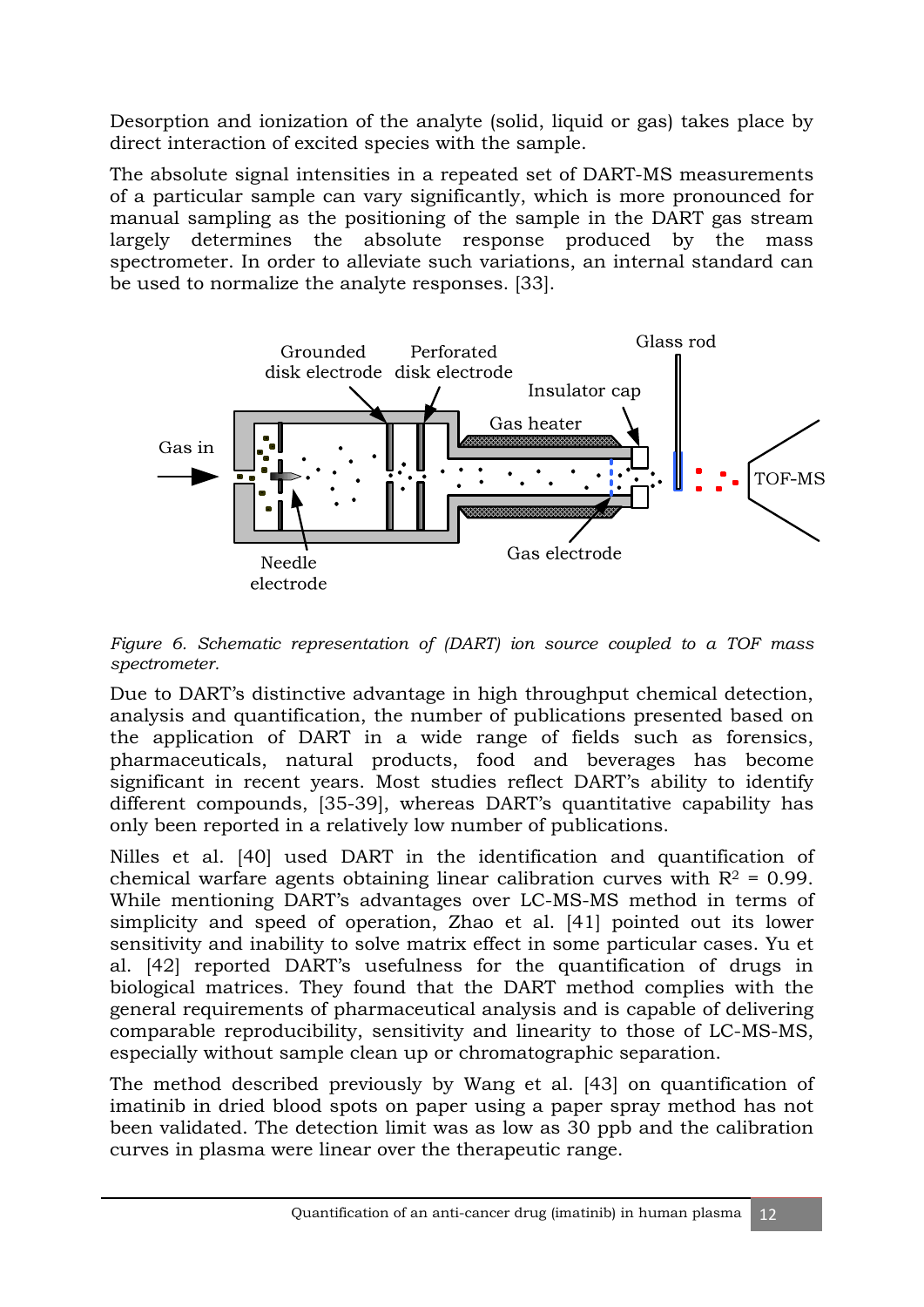Desorption and ionization of the analyte (solid, liquid or gas) takes place by direct interaction of excited species with the sample.

The absolute signal intensities in a repeated set of DART-MS measurements of a particular sample can vary significantly, which is more pronounced for manual sampling as the positioning of the sample in the DART gas stream largely determines the absolute response produced by the mass spectrometer. In order to alleviate such variations, an internal standard can be used to normalize the analyte responses. [33].

*Figure 6. Schematic representation of (DART) ion source coupled to a TOF mass spectrometer.*

Due to DART's distinctive advantage in high throughput chemical detection, analysis and quantification, the number of publications presented based on the application of DART in a wide range of fields such as forensics, pharmaceuticals, natural products, food and beverages has become significant in recent years. Most studies reflect DART's ability to identify different compounds, [35-39], whereas DART's quantitative capability has only been reported in a relatively low number of publications.

Nilles et al. [40] used DART in the identification and quantification of chemical warfare agents obtaining linear calibration curves with $R^2 = 0.99$. While mentioning DART's advantages over LC-MS-MS method in terms of simplicity and speed of operation, Zhao et al. [41] pointed out its lower sensitivity and inability to solve matrix effect in some particular cases. Yu et al. [42] reported DART's usefulness for the quantification of drugs in biological matrices. They found that the DART method complies with the general requirements of pharmaceutical analysis and is capable of delivering comparable reproducibility, sensitivity and linearity to those of LC-MS-MS, especially without sample clean up or chromatographic separation.

The method described previously by Wang et al. [43] on quantification of imatinib in dried blood spots on paper using a paper spray method has not been validated. The detection limit was as low as 30 ppb and the calibration curves in plasma were linear over the therapeutic range.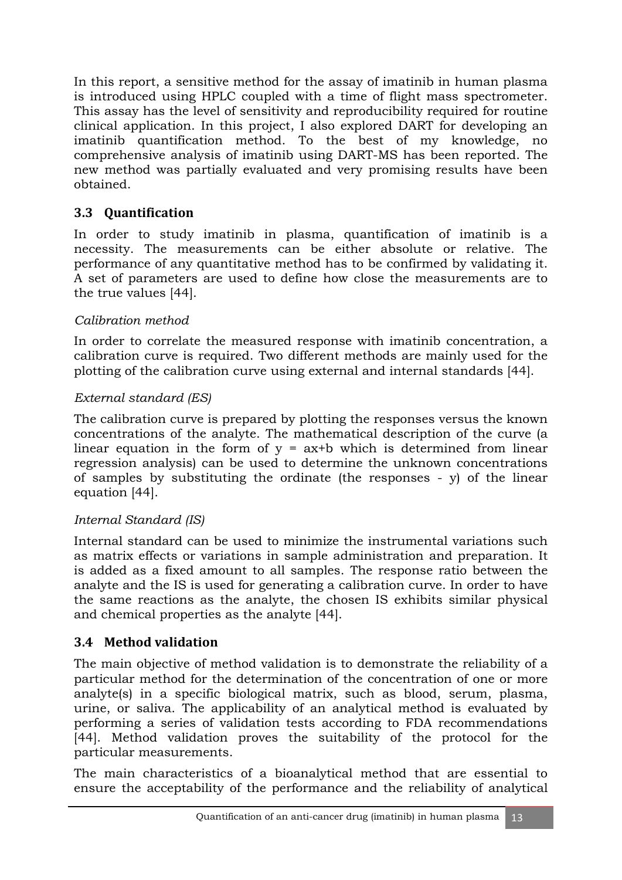In this report, a sensitive method for the assay of imatinib in human plasma is introduced using HPLC coupled with a time of flight mass spectrometer. This assay has the level of sensitivity and reproducibility required for routine clinical application. In this project, I also explored DART for developing an imatinib quantification method. To the best of my knowledge, no comprehensive analysis of imatinib using DART-MS has been reported. The new method was partially evaluated and very promising results have been obtained.

## 3.3 Quantification

In order to study imatinib in plasma, quantification of imatinib is a necessity. The measurements can be either absolute or relative. The performance of any quantitative method has to be confirmed by validating it. A set of parameters are used to define how close the measurements are to the true values [44].

*Calibration method*

In order to correlate the measured response with imatinib concentration, a calibration curve is required. Two different methods are mainly used for the plotting of the calibration curve using external and internal standards [44].

*External standard (ES)*

The calibration curve is prepared by plotting the responses versus the known concentrations of the analyte. The mathematical description of the curve (a linear equation in the form of $y = ax+b$ which is determined from linear regression analysis) can be used to determine the unknown concentrations of samples by substituting the ordinate (the responses - y) of the linear equation [44].

*Internal Standard (IS)*

Internal standard can be used to minimize the instrumental variations such as matrix effects or variations in sample administration and preparation. It is added as a fixed amount to all samples. The response ratio between the analyte and the IS is used for generating a calibration curve. In order to have the same reactions as the analyte, the chosen IS exhibits similar physical and chemical properties as the analyte [44].

## 3.4 Method validation

The main objective of method validation is to demonstrate the reliability of a particular method for the determination of the concentration of one or more analyte(s) in a specific biological matrix, such as blood, serum, plasma, urine, or saliva. The applicability of an analytical method is evaluated by performing a series of validation tests according to FDA recommendations [44]. Method validation proves the suitability of the protocol for the particular measurements.

The main characteristics of a bioanalytical method that are essential to ensure the acceptability of the performance and the reliability of analytical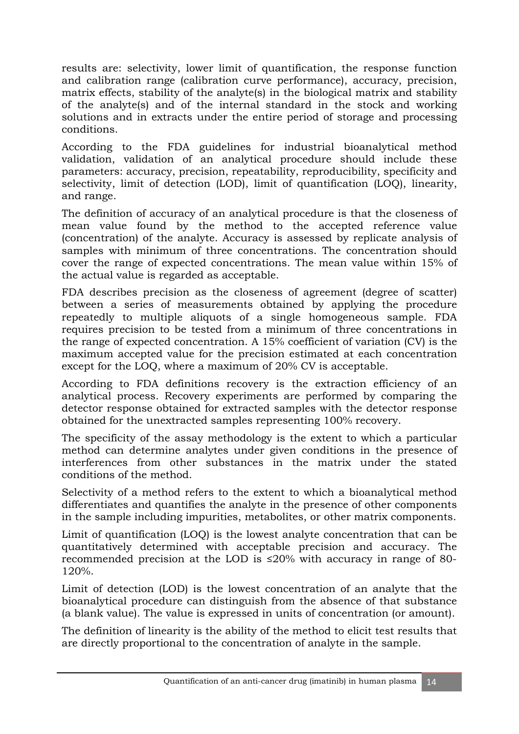results are: selectivity, lower limit of quantification, the response function and calibration range (calibration curve performance), accuracy, precision, matrix effects, stability of the analyte(s) in the biological matrix and stability of the analyte(s) and of the internal standard in the stock and working solutions and in extracts under the entire period of storage and processing conditions.

According to the FDA guidelines for industrial bioanalytical method validation, validation of an analytical procedure should include these parameters: accuracy, precision, repeatability, reproducibility, specificity and selectivity, limit of detection (LOD), limit of quantification (LOQ), linearity, and range.

The definition of accuracy of an analytical procedure is that the closeness of mean value found by the method to the accepted reference value (concentration) of the analyte. Accuracy is assessed by replicate analysis of samples with minimum of three concentrations. The concentration should cover the range of expected concentrations. The mean value within 15% of the actual value is regarded as acceptable.

FDA describes precision as the closeness of agreement (degree of scatter) between a series of measurements obtained by applying the procedure repeatedly to multiple aliquots of a single homogeneous sample. FDA requires precision to be tested from a minimum of three concentrations in the range of expected concentration. A 15% coefficient of variation (CV) is the maximum accepted value for the precision estimated at each concentration except for the LOQ, where a maximum of 20% CV is acceptable.

According to FDA definitions recovery is the extraction efficiency of an analytical process. Recovery experiments are performed by comparing the detector response obtained for extracted samples with the detector response obtained for the unextracted samples representing 100% recovery.

The specificity of the assay methodology is the extent to which a particular method can determine analytes under given conditions in the presence of interferences from other substances in the matrix under the stated conditions of the method.

Selectivity of a method refers to the extent to which a bioanalytical method differentiates and quantifies the analyte in the presence of other components in the sample including impurities, metabolites, or other matrix components.

Limit of quantification (LOQ) is the lowest analyte concentration that can be quantitatively determined with acceptable precision and accuracy. The recommended precision at the LOD is ≤20% with accuracy in range of 80-120%.

Limit of detection (LOD) is the lowest concentration of an analyte that the bioanalytical procedure can distinguish from the absence of that substance (a blank value). The value is expressed in units of concentration (or amount).

The definition of linearity is the ability of the method to elicit test results that are directly proportional to the concentration of analyte in the sample.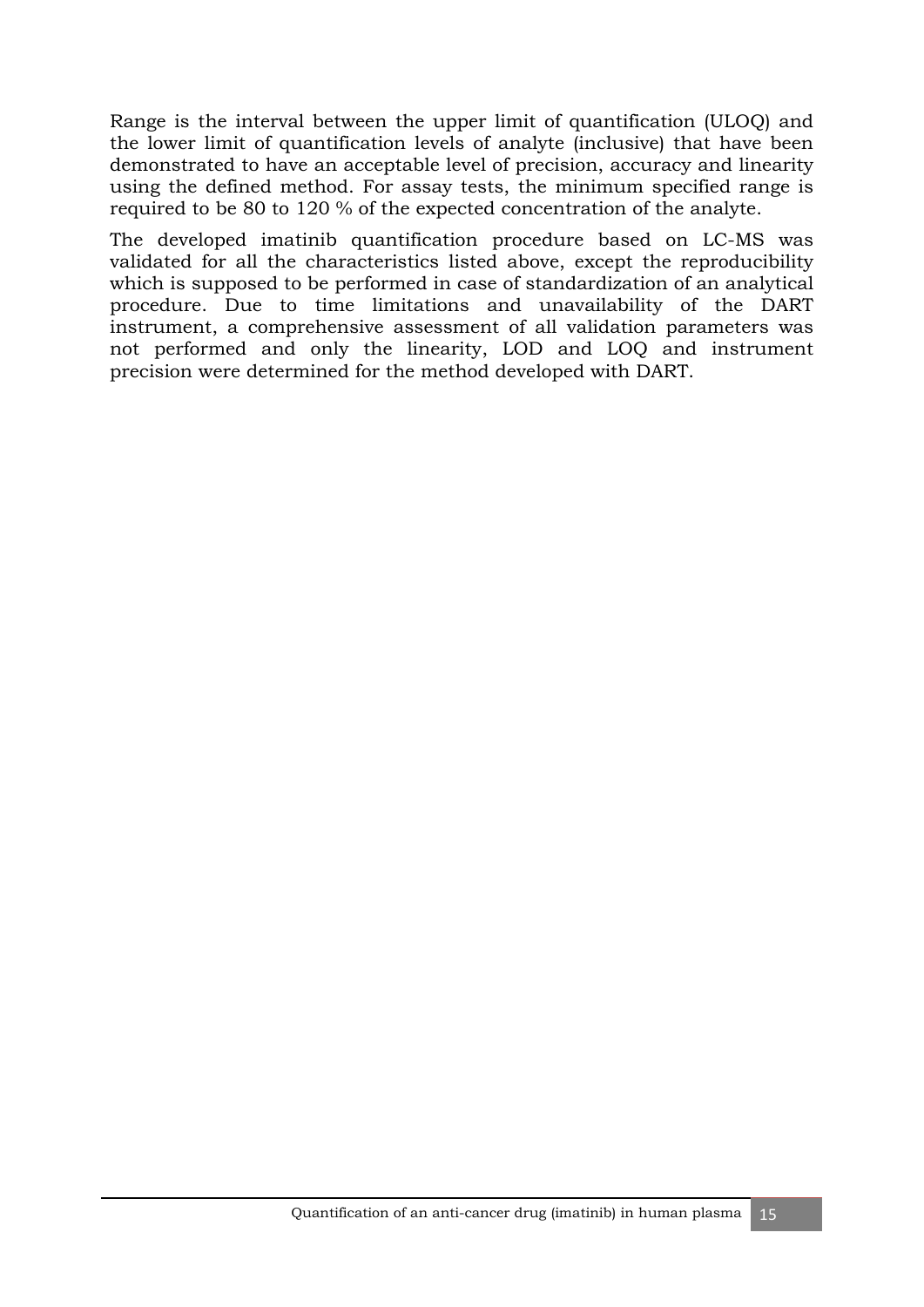Range is the interval between the upper limit of quantification (ULOQ) and the lower limit of quantification levels of analyte (inclusive) that have been demonstrated to have an acceptable level of precision, accuracy and linearity using the defined method. For assay tests, the minimum specified range is required to be 80 to 120 % of the expected concentration of the analyte.

The developed imatinib quantification procedure based on LC-MS was validated for all the characteristics listed above, except the reproducibility which is supposed to be performed in case of standardization of an analytical procedure. Due to time limitations and unavailability of the DART instrument, a comprehensive assessment of all validation parameters was not performed and only the linearity, LOD and LOQ and instrument precision were determined for the method developed with DART.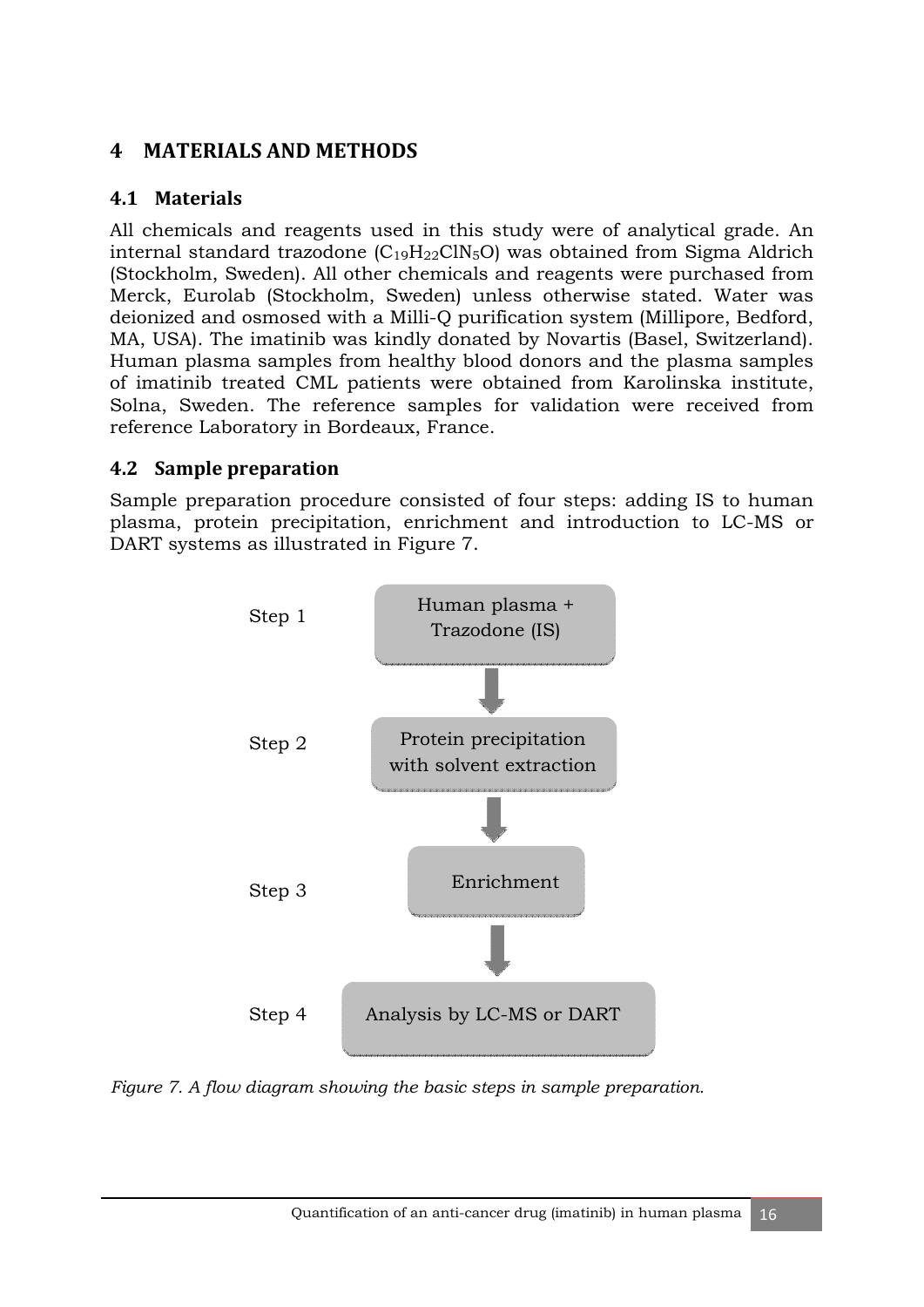# 4 MATERIALS AND METHODS

## 4.1 Materials

All chemicals and reagents used in this study were of analytical grade. An internal standard trazodone ($C_{19}H_{22}ClN_5O$) was obtained from Sigma Aldrich (Stockholm, Sweden). All other chemicals and reagents were purchased from Merck, Eurolab (Stockholm, Sweden) unless otherwise stated. Water was deionized and osmosed with a Milli-Q purification system (Millipore, Bedford, MA, USA). The imatinib was kindly donated by Novartis (Basel, Switzerland). Human plasma samples from healthy blood donors and the plasma samples of imatinib treated CML patients were obtained from Karolinska institute, Solna, Sweden. The reference samples for validation were received from reference Laboratory in Bordeaux, France.

## 4.2 Sample preparation

Sample preparation procedure consisted of four steps: adding IS to human plasma, protein precipitation, enrichment and introduction to LC-MS or DART systems as illustrated in Figure 7.

Step 1 — Human plasma + Trazodone (IS)

↓

Step 2 — Protein precipitation with solvent extraction

↓

Step 3 — Enrichment

↓

Step 4 — Analysis by LC-MS or DART

*Figure 7. A flow diagram showing the basic steps in sample preparation.*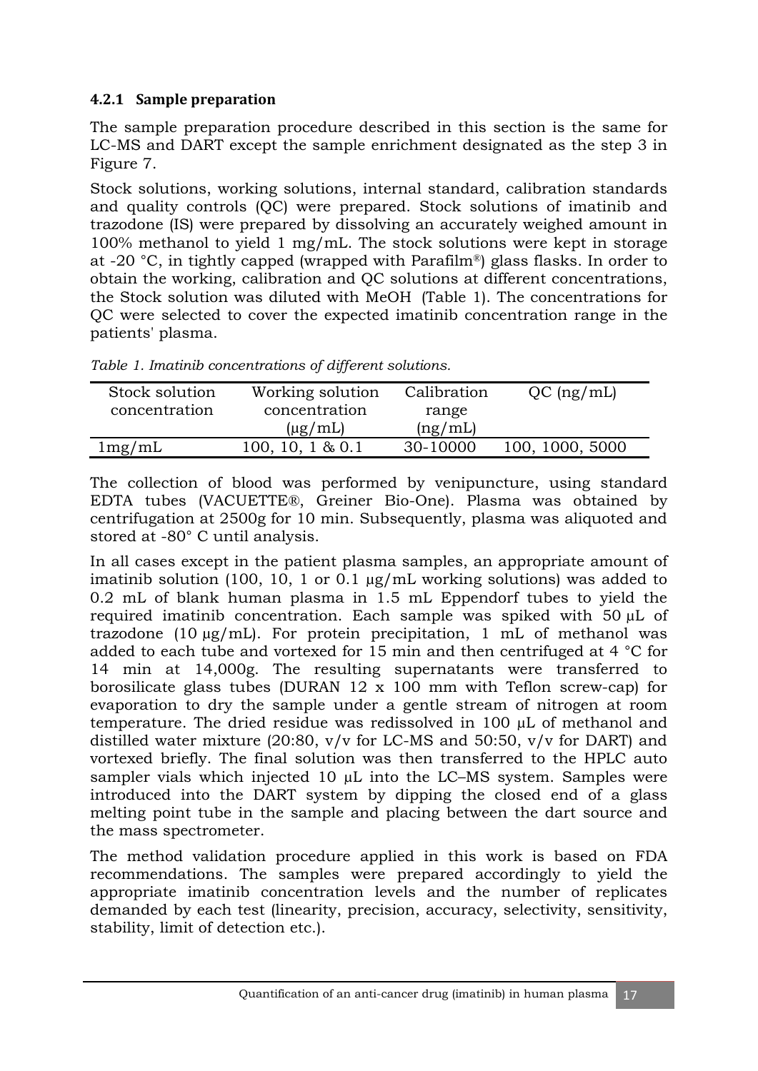### 4.2.1 Sample preparation

The sample preparation procedure described in this section is the same for LC-MS and DART except the sample enrichment designated as the step 3 in Figure 7.

Stock solutions, working solutions, internal standard, calibration standards and quality controls (QC) were prepared. Stock solutions of imatinib and trazodone (IS) were prepared by dissolving an accurately weighed amount in 100% methanol to yield 1 mg/mL. The stock solutions were kept in storage at -20 °C, in tightly capped (wrapped with Parafilm®) glass flasks. In order to obtain the working, calibration and QC solutions at different concentrations, the Stock solution was diluted with MeOH (Table 1). The concentrations for QC were selected to cover the expected imatinib concentration range in the patients' plasma.

*Table 1. Imatinib concentrations of different solutions.*

| Stock solution concentration | Working solution concentration (µg/mL) | Calibration range (ng/mL) | QC (ng/mL) |
|---|---|---|---|
| 1mg/mL | 100, 10, 1 & 0.1 | 30-10000 | 100, 1000, 5000 |

The collection of blood was performed by venipuncture, using standard EDTA tubes (VACUETTE®, Greiner Bio-One). Plasma was obtained by centrifugation at 2500g for 10 min. Subsequently, plasma was aliquoted and stored at -80° C until analysis.

In all cases except in the patient plasma samples, an appropriate amount of imatinib solution (100, 10, 1 or 0.1 µg/mL working solutions) was added to 0.2 mL of blank human plasma in 1.5 mL Eppendorf tubes to yield the required imatinib concentration. Each sample was spiked with 50 µL of trazodone (10 µg/mL). For protein precipitation, 1 mL of methanol was added to each tube and vortexed for 15 min and then centrifuged at 4 °C for 14 min at 14,000g. The resulting supernatants were transferred to borosilicate glass tubes (DURAN 12 x 100 mm with Teflon screw-cap) for evaporation to dry the sample under a gentle stream of nitrogen at room temperature. The dried residue was redissolved in 100 µL of methanol and distilled water mixture (20:80, v/v for LC-MS and 50:50, v/v for DART) and vortexed briefly. The final solution was then transferred to the HPLC auto sampler vials which injected 10 µL into the LC–MS system. Samples were introduced into the DART system by dipping the closed end of a glass melting point tube in the sample and placing between the dart source and the mass spectrometer.

The method validation procedure applied in this work is based on FDA recommendations. The samples were prepared accordingly to yield the appropriate imatinib concentration levels and the number of replicates demanded by each test (linearity, precision, accuracy, selectivity, sensitivity, stability, limit of detection etc.).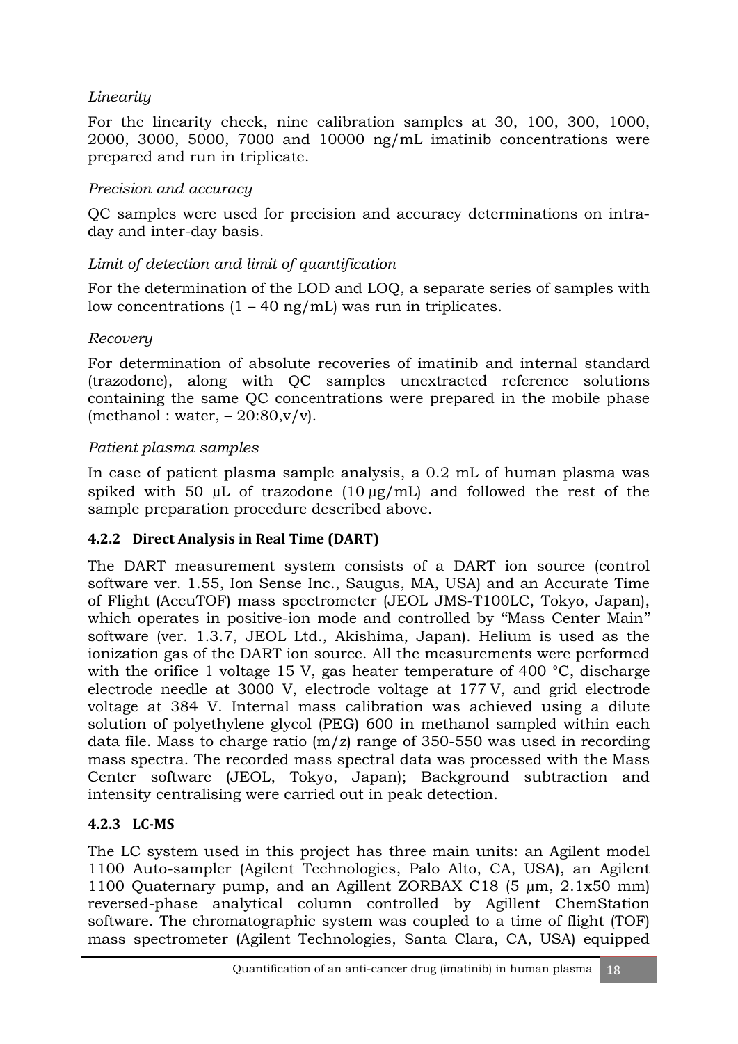*Linearity*

For the linearity check, nine calibration samples at 30, 100, 300, 1000, 2000, 3000, 5000, 7000 and 10000 ng/mL imatinib concentrations were prepared and run in triplicate.

*Precision and accuracy*

QC samples were used for precision and accuracy determinations on intra-day and inter-day basis.

*Limit of detection and limit of quantification*

For the determination of the LOD and LOQ, a separate series of samples with low concentrations (1 – 40 ng/mL) was run in triplicates.

*Recovery*

For determination of absolute recoveries of imatinib and internal standard (trazodone), along with QC samples unextracted reference solutions containing the same QC concentrations were prepared in the mobile phase (methanol : water, – 20:80,v/v).

*Patient plasma samples*

In case of patient plasma sample analysis, a 0.2 mL of human plasma was spiked with 50 µL of trazodone (10 µg/mL) and followed the rest of the sample preparation procedure described above.

### 4.2.2 Direct Analysis in Real Time (DART)

The DART measurement system consists of a DART ion source (control software ver. 1.55, Ion Sense Inc., Saugus, MA, USA) and an Accurate Time of Flight (AccuTOF) mass spectrometer (JEOL JMS-T100LC, Tokyo, Japan), which operates in positive-ion mode and controlled by "Mass Center Main" software (ver. 1.3.7, JEOL Ltd., Akishima, Japan). Helium is used as the ionization gas of the DART ion source. All the measurements were performed with the orifice 1 voltage 15 V, gas heater temperature of 400 °C, discharge electrode needle at 3000 V, electrode voltage at 177 V, and grid electrode voltage at 384 V. Internal mass calibration was achieved using a dilute solution of polyethylene glycol (PEG) 600 in methanol sampled within each data file. Mass to charge ratio (m/z) range of 350-550 was used in recording mass spectra. The recorded mass spectral data was processed with the Mass Center software (JEOL, Tokyo, Japan); Background subtraction and intensity centralising were carried out in peak detection.

### 4.2.3 LC-MS

The LC system used in this project has three main units: an Agilent model 1100 Auto-sampler (Agilent Technologies, Palo Alto, CA, USA), an Agilent 1100 Quaternary pump, and an Agillent ZORBAX C18 (5 µm, 2.1x50 mm) reversed-phase analytical column controlled by Agillent ChemStation software. The chromatographic system was coupled to a time of flight (TOF) mass spectrometer (Agilent Technologies, Santa Clara, CA, USA) equipped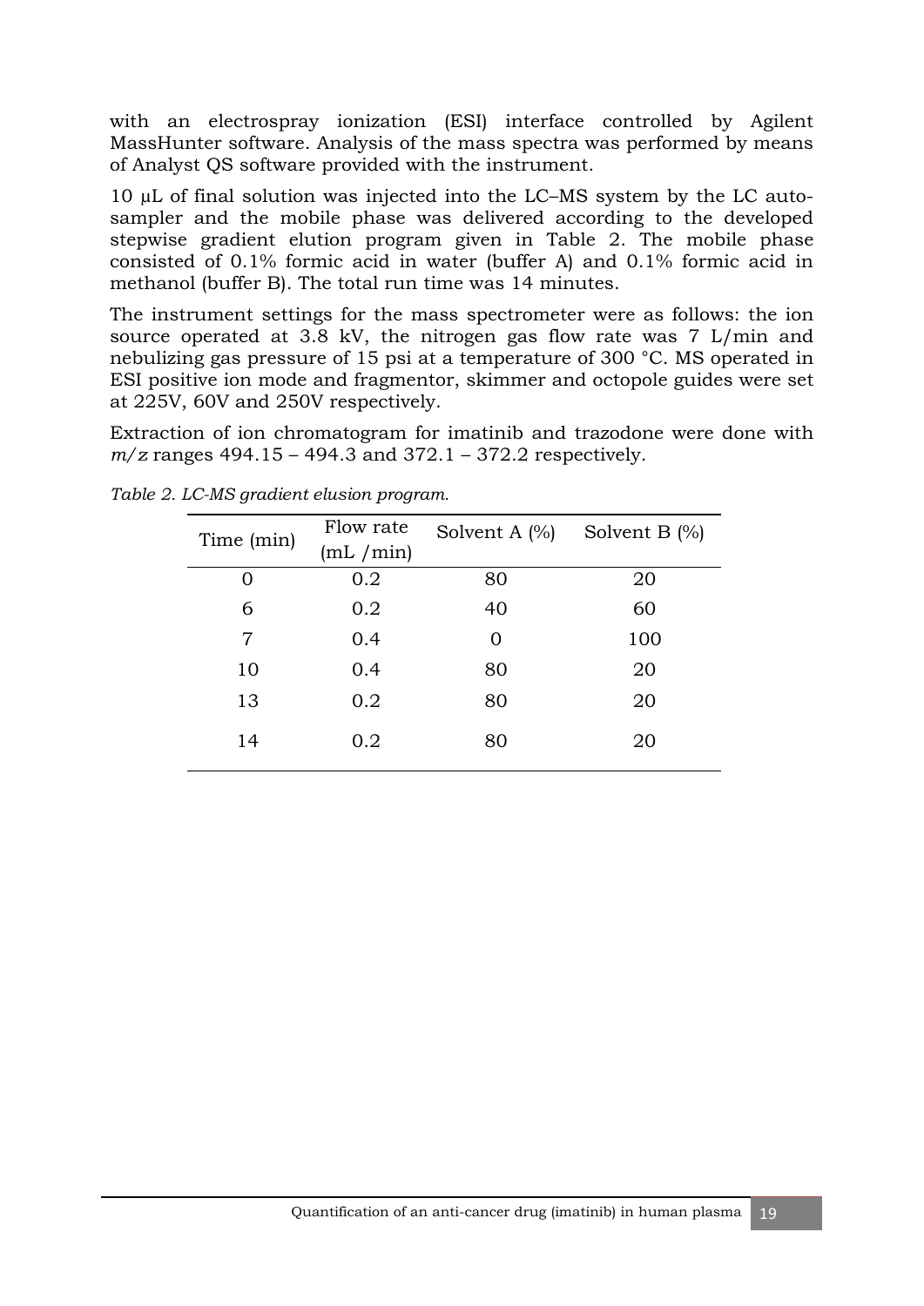with an electrospray ionization (ESI) interface controlled by Agilent MassHunter software. Analysis of the mass spectra was performed by means of Analyst QS software provided with the instrument.

10 μL of final solution was injected into the LC–MS system by the LC auto-sampler and the mobile phase was delivered according to the developed stepwise gradient elution program given in Table 2. The mobile phase consisted of 0.1% formic acid in water (buffer A) and 0.1% formic acid in methanol (buffer B). The total run time was 14 minutes.

The instrument settings for the mass spectrometer were as follows: the ion source operated at 3.8 kV, the nitrogen gas flow rate was 7 L/min and nebulizing gas pressure of 15 psi at a temperature of 300 °C. MS operated in ESI positive ion mode and fragmentor, skimmer and octopole guides were set at 225V, 60V and 250V respectively.

Extraction of ion chromatogram for imatinib and trazodone were done with *m/z* ranges 494.15 – 494.3 and 372.1 – 372.2 respectively.

*Table 2. LC-MS gradient elusion program.*

| Time (min) | Flow rate (mL /min) | Solvent A (%) | Solvent B (%) |
|---|---|---|---|
| 0 | 0.2 | 80 | 20 |
| 6 | 0.2 | 40 | 60 |
| 7 | 0.4 | 0 | 100 |
| 10 | 0.4 | 80 | 20 |
| 13 | 0.2 | 80 | 20 |
| 14 | 0.2 | 80 | 20 |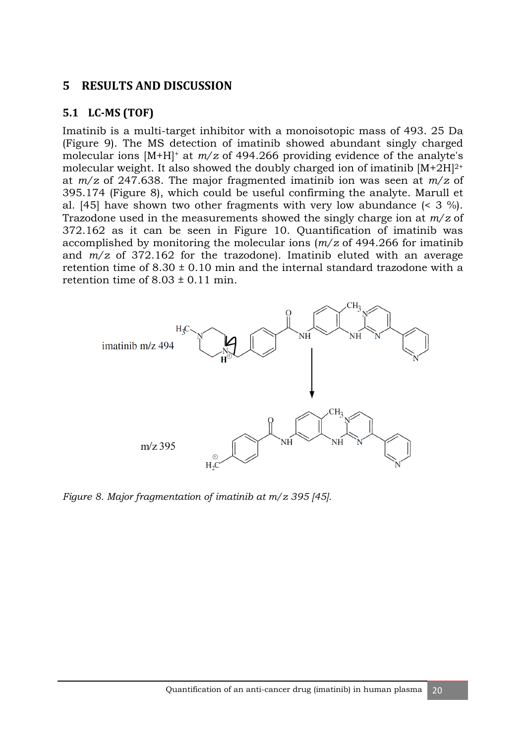# 5 RESULTS AND DISCUSSION

## 5.1 LC-MS (TOF)

Imatinib is a multi-target inhibitor with a monoisotopic mass of 493. 25 Da (Figure 9). The MS detection of imatinib showed abundant singly charged molecular ions $[M+H]^+$ at $m/z$ of 494.266 providing evidence of the analyte's molecular weight. It also showed the doubly charged ion of imatinib $[M+2H]^{2+}$ at $m/z$ of 247.638. The major fragmented imatinib ion was seen at $m/z$ of 395.174 (Figure 8), which could be useful confirming the analyte. Marull et al. [45] have shown two other fragments with very low abundance (< 3 %). Trazodone used in the measurements showed the singly charge ion at $m/z$ of 372.162 as it can be seen in Figure 10. Quantification of imatinib was accomplished by monitoring the molecular ions ($m/z$ of 494.266 for imatinib and $m/z$ of 372.162 for the trazodone). Imatinib eluted with an average retention time of 8.30 ± 0.10 min and the internal standard trazodone with a retention time of 8.03 ± 0.11 min.

imatinib m/z 494

m/z 395

*Figure 8. Major fragmentation of imatinib at m/z 395 [45].*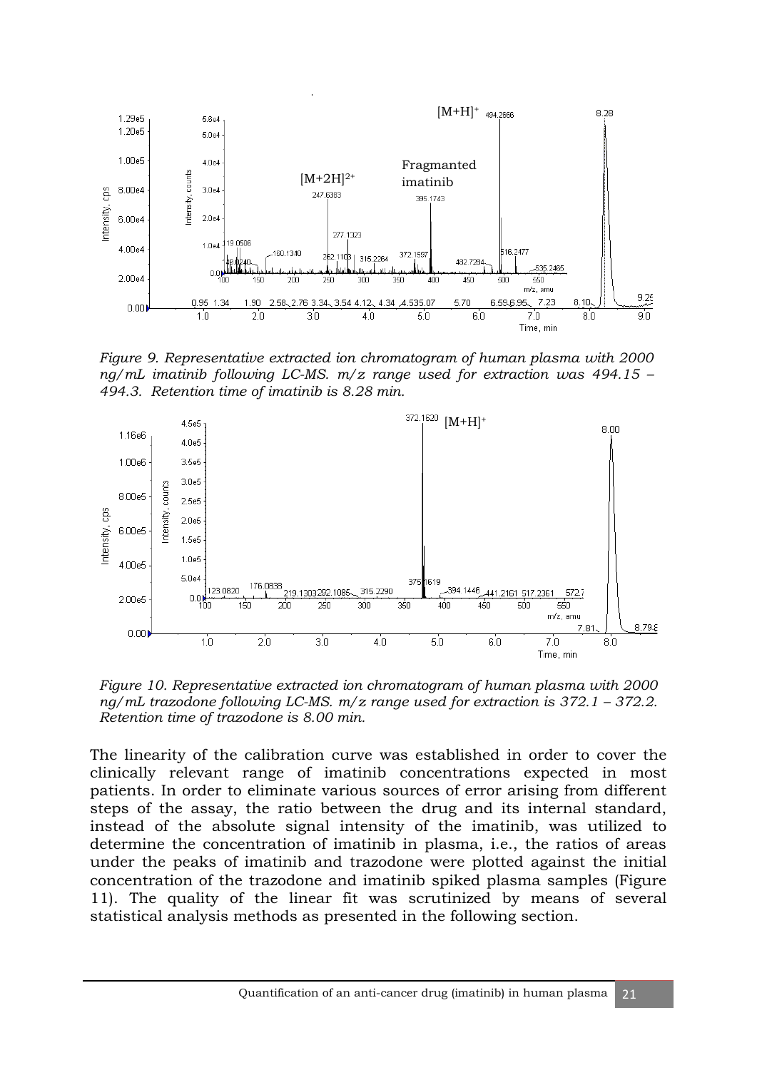*Figure 9. Representative extracted ion chromatogram of human plasma with 2000 ng/mL imatinib following LC-MS. m/z range used for extraction was 494.15 – 494.3. Retention time of imatinib is 8.28 min.*

*Figure 10. Representative extracted ion chromatogram of human plasma with 2000 ng/mL trazodone following LC-MS. m/z range used for extraction is 372.1 – 372.2. Retention time of trazodone is 8.00 min.*

The linearity of the calibration curve was established in order to cover the clinically relevant range of imatinib concentrations expected in most patients. In order to eliminate various sources of error arising from different steps of the assay, the ratio between the drug and its internal standard, instead of the absolute signal intensity of the imatinib, was utilized to determine the concentration of imatinib in plasma, i.e., the ratios of areas under the peaks of imatinib and trazodone were plotted against the initial concentration of the trazodone and imatinib spiked plasma samples (Figure 11). The quality of the linear fit was scrutinized by means of several statistical analysis methods as presented in the following section.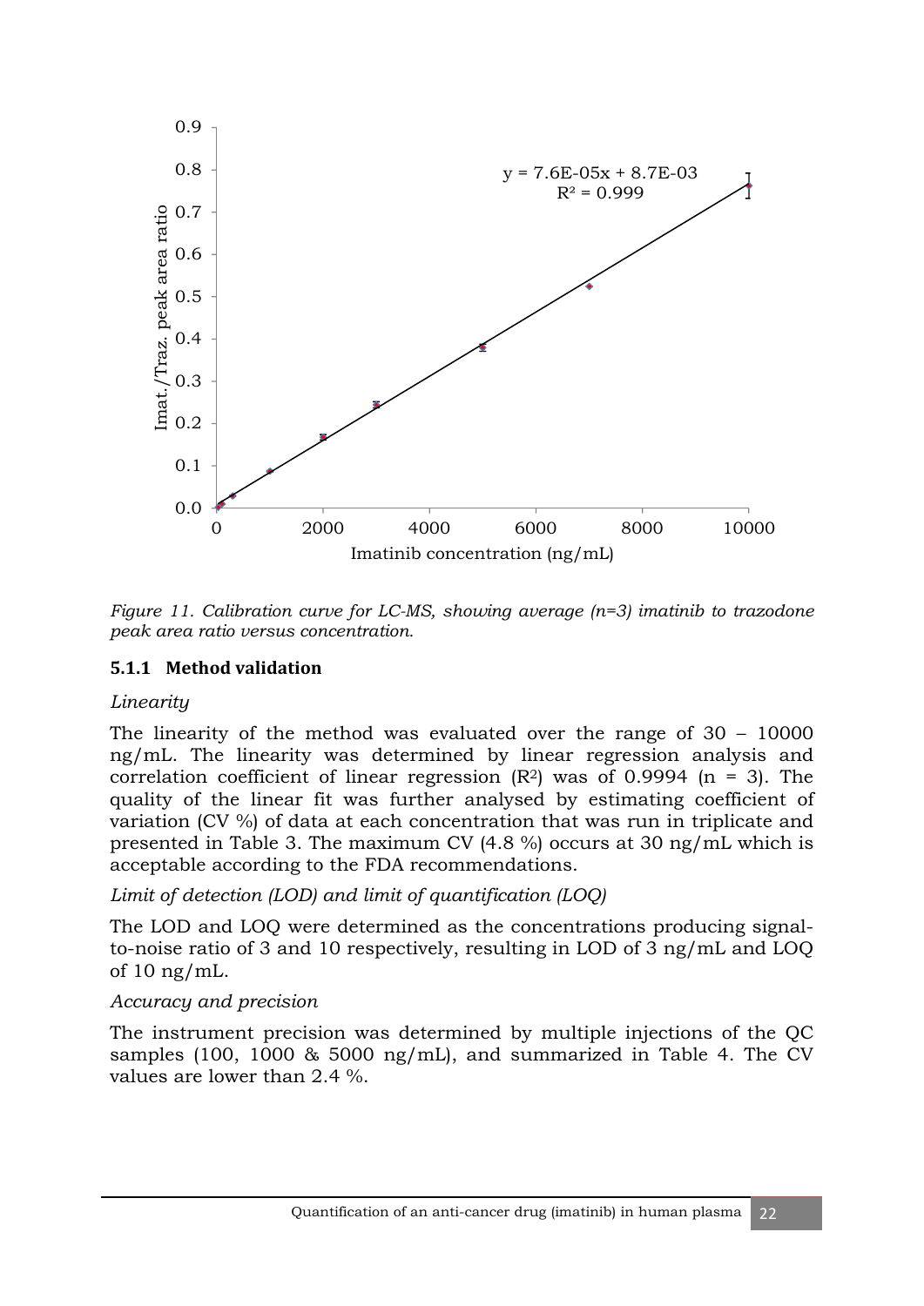*Figure 11. Calibration curve for LC-MS, showing average (n=3) imatinib to trazodone peak area ratio versus concentration.*

### 5.1.1 Method validation

*Linearity*

The linearity of the method was evaluated over the range of 30 – 10000 ng/mL. The linearity was determined by linear regression analysis and correlation coefficient of linear regression ($R^2$) was of 0.9994 (n = 3). The quality of the linear fit was further analysed by estimating coefficient of variation (CV %) of data at each concentration that was run in triplicate and presented in Table 3. The maximum CV (4.8 %) occurs at 30 ng/mL which is acceptable according to the FDA recommendations.

*Limit of detection (LOD) and limit of quantification (LOQ)*

The LOD and LOQ were determined as the concentrations producing signal-to-noise ratio of 3 and 10 respectively, resulting in LOD of 3 ng/mL and LOQ of 10 ng/mL.

*Accuracy and precision*

The instrument precision was determined by multiple injections of the QC samples (100, 1000 & 5000 ng/mL), and summarized in Table 4. The CV values are lower than 2.4 %.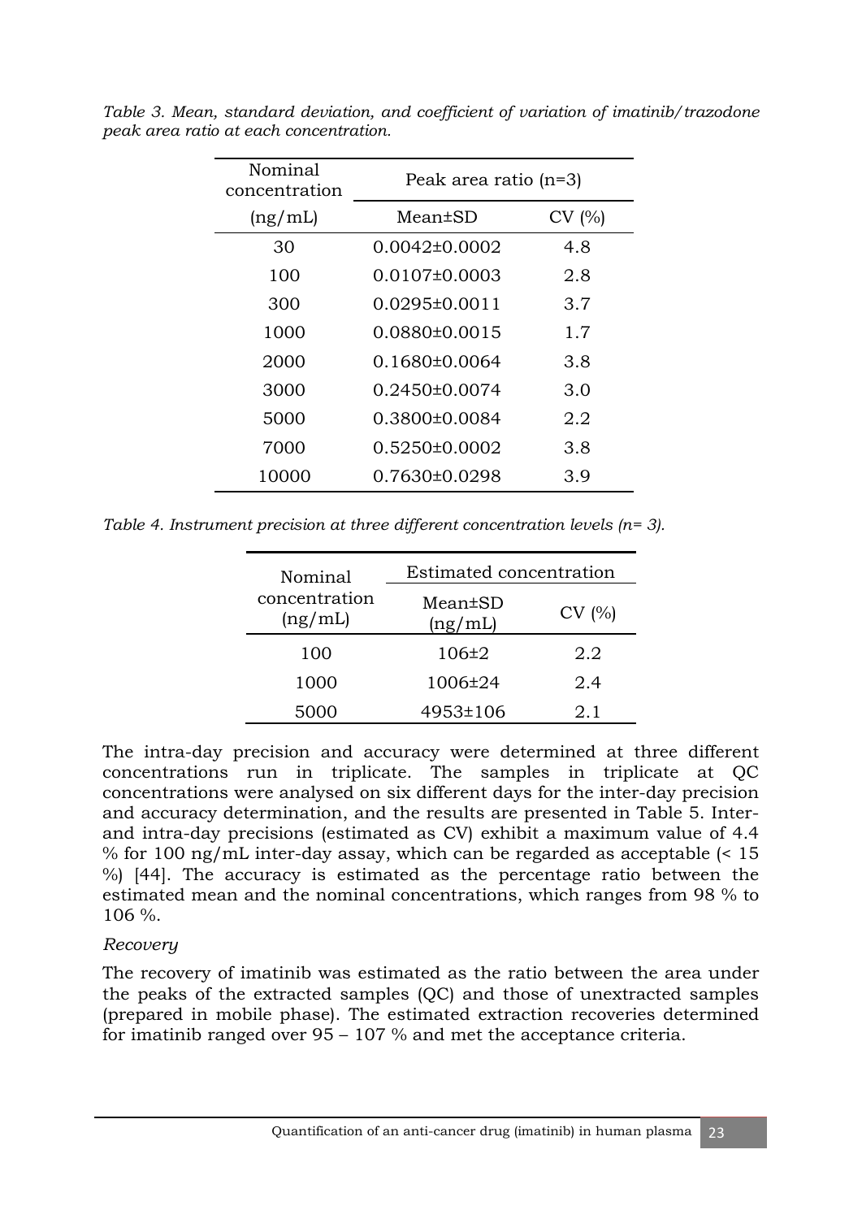*Table 3. Mean, standard deviation, and coefficient of variation of imatinib/trazodone peak area ratio at each concentration.*

| Nominal concentration | Peak area ratio (n=3) | |
|---|---|---|
| (ng/mL) | Mean±SD | CV (%) |
| 30 | 0.0042±0.0002 | 4.8 |
| 100 | 0.0107±0.0003 | 2.8 |
| 300 | 0.0295±0.0011 | 3.7 |
| 1000 | 0.0880±0.0015 | 1.7 |
| 2000 | 0.1680±0.0064 | 3.8 |
| 3000 | 0.2450±0.0074 | 3.0 |
| 5000 | 0.3800±0.0084 | 2.2 |
| 7000 | 0.5250±0.0002 | 3.8 |
| 10000 | 0.7630±0.0298 | 3.9 |

*Table 4. Instrument precision at three different concentration levels (n= 3).*

| Nominal concentration (ng/mL) | Estimated concentration | |
|---|---|---|
| | Mean±SD (ng/mL) | CV (%) |
| 100 | 106±2 | 2.2 |
| 1000 | 1006±24 | 2.4 |
| 5000 | 4953±106 | 2.1 |

The intra-day precision and accuracy were determined at three different concentrations run in triplicate. The samples in triplicate at QC concentrations were analysed on six different days for the inter-day precision and accuracy determination, and the results are presented in Table 5. Inter- and intra-day precisions (estimated as CV) exhibit a maximum value of 4.4 % for 100 ng/mL inter-day assay, which can be regarded as acceptable (< 15 %) [44]. The accuracy is estimated as the percentage ratio between the estimated mean and the nominal concentrations, which ranges from 98 % to 106 %.

*Recovery*

The recovery of imatinib was estimated as the ratio between the area under the peaks of the extracted samples (QC) and those of unextracted samples (prepared in mobile phase). The estimated extraction recoveries determined for imatinib ranged over 95 – 107 % and met the acceptance criteria.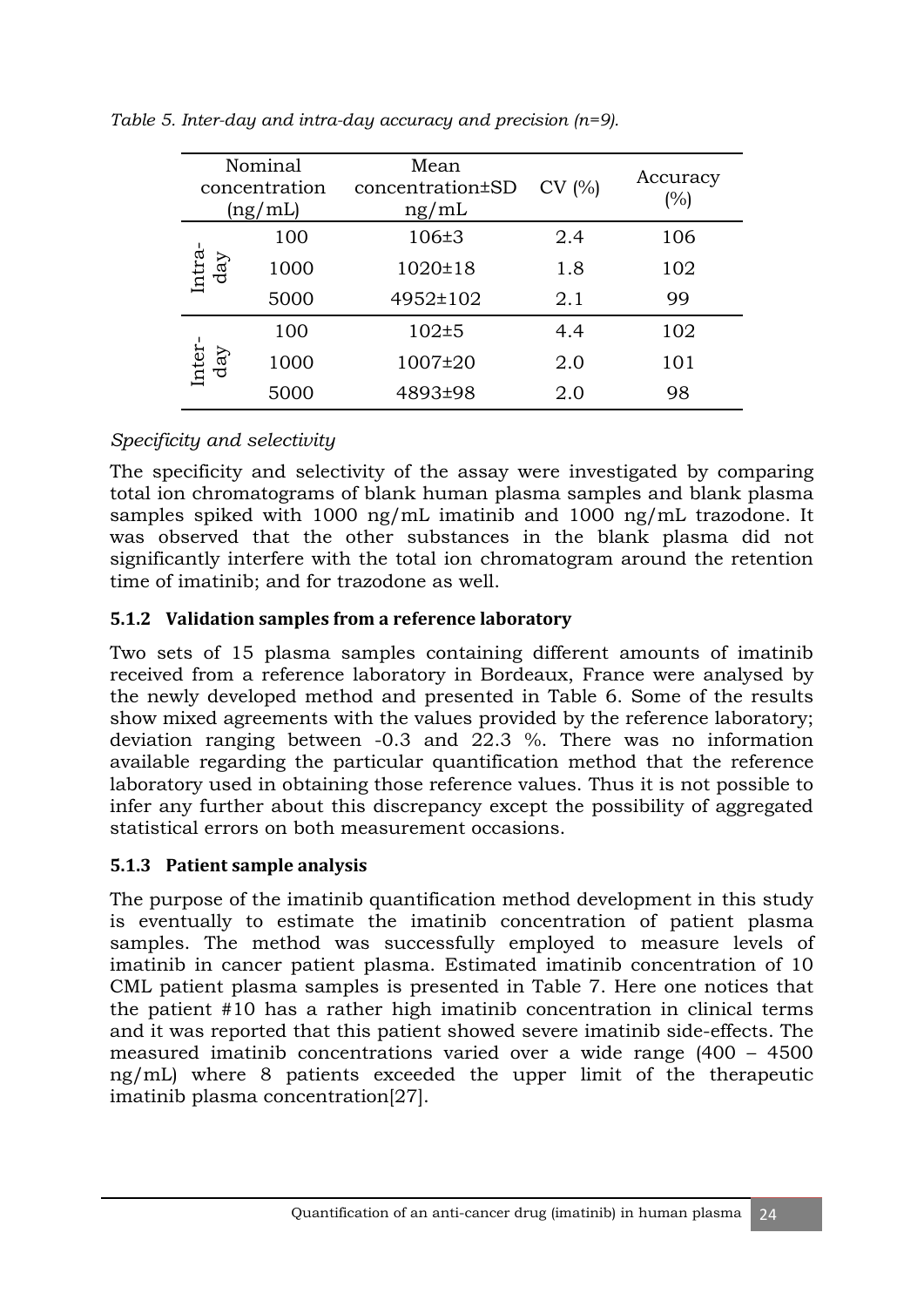*Table 5. Inter-day and intra-day accuracy and precision (n=9).*

| | Nominal concentration (ng/mL) | Mean concentration±SD ng/mL | CV (%) | Accuracy (%) |
|---|---|---|---|---|
| Intra-day | 100 | 106±3 | 2.4 | 106 |
| | 1000 | 1020±18 | 1.8 | 102 |
| | 5000 | 4952±102 | 2.1 | 99 |
| Inter-day | 100 | 102±5 | 4.4 | 102 |
| | 1000 | 1007±20 | 2.0 | 101 |
| | 5000 | 4893±98 | 2.0 | 98 |

*Specificity and selectivity*

The specificity and selectivity of the assay were investigated by comparing total ion chromatograms of blank human plasma samples and blank plasma samples spiked with 1000 ng/mL imatinib and 1000 ng/mL trazodone. It was observed that the other substances in the blank plasma did not significantly interfere with the total ion chromatogram around the retention time of imatinib; and for trazodone as well.

### 5.1.2 Validation samples from a reference laboratory

Two sets of 15 plasma samples containing different amounts of imatinib received from a reference laboratory in Bordeaux, France were analysed by the newly developed method and presented in Table 6. Some of the results show mixed agreements with the values provided by the reference laboratory; deviation ranging between -0.3 and 22.3 %. There was no information available regarding the particular quantification method that the reference laboratory used in obtaining those reference values. Thus it is not possible to infer any further about this discrepancy except the possibility of aggregated statistical errors on both measurement occasions.

### 5.1.3 Patient sample analysis

The purpose of the imatinib quantification method development in this study is eventually to estimate the imatinib concentration of patient plasma samples. The method was successfully employed to measure levels of imatinib in cancer patient plasma. Estimated imatinib concentration of 10 CML patient plasma samples is presented in Table 7. Here one notices that the patient #10 has a rather high imatinib concentration in clinical terms and it was reported that this patient showed severe imatinib side-effects. The measured imatinib concentrations varied over a wide range (400 – 4500 ng/mL) where 8 patients exceeded the upper limit of the therapeutic imatinib plasma concentration[27].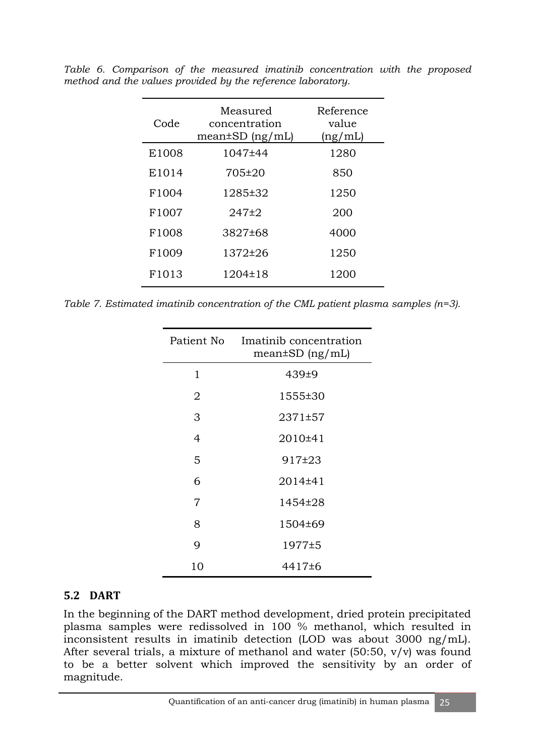*Table 6. Comparison of the measured imatinib concentration with the proposed method and the values provided by the reference laboratory.*

| Code | Measured concentration mean±SD (ng/mL) | Reference value (ng/mL) |
|---|---|---|
| E1008 | 1047±44 | 1280 |
| E1014 | 705±20 | 850 |
| F1004 | 1285±32 | 1250 |
| F1007 | 247±2 | 200 |
| F1008 | 3827±68 | 4000 |
| F1009 | 1372±26 | 1250 |
| F1013 | 1204±18 | 1200 |

*Table 7. Estimated imatinib concentration of the CML patient plasma samples (n=3).*

| Patient No | Imatinib concentration mean±SD (ng/mL) |
|---|---|
| 1 | 439±9 |
| 2 | 1555±30 |
| 3 | 2371±57 |
| 4 | 2010±41 |
| 5 | 917±23 |
| 6 | 2014±41 |
| 7 | 1454±28 |
| 8 | 1504±69 |
| 9 | 1977±5 |
| 10 | 4417±6 |

## 5.2 DART

In the beginning of the DART method development, dried protein precipitated plasma samples were redissolved in 100 % methanol, which resulted in inconsistent results in imatinib detection (LOD was about 3000 ng/mL). After several trials, a mixture of methanol and water (50:50, v/v) was found to be a better solvent which improved the sensitivity by an order of magnitude.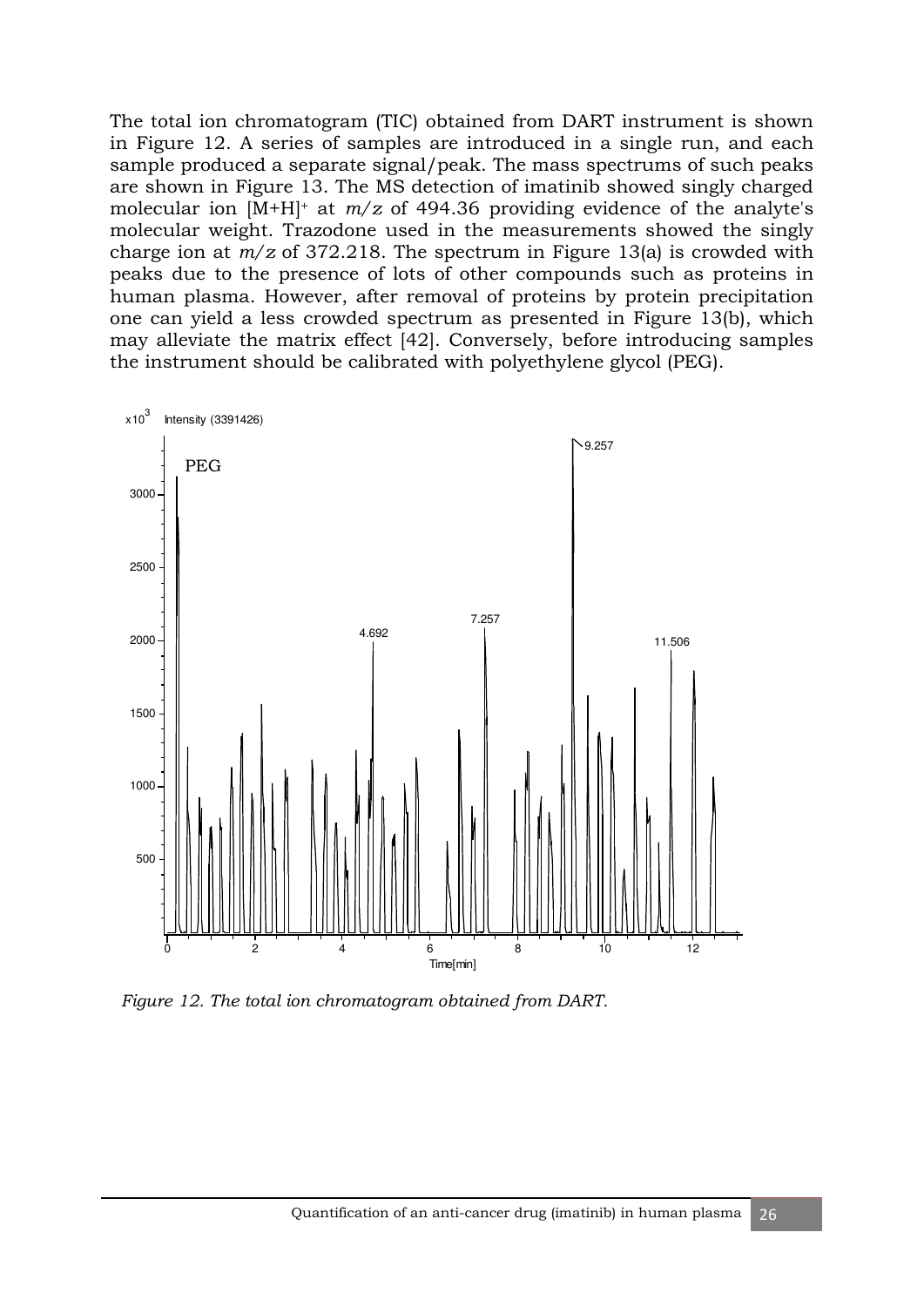The total ion chromatogram (TIC) obtained from DART instrument is shown in Figure 12. A series of samples are introduced in a single run, and each sample produced a separate signal/peak. The mass spectrums of such peaks are shown in Figure 13. The MS detection of imatinib showed singly charged molecular ion $[M+H]^+$ at $m/z$ of 494.36 providing evidence of the analyte's molecular weight. Trazodone used in the measurements showed the singly charge ion at $m/z$ of 372.218. The spectrum in Figure 13(a) is crowded with peaks due to the presence of lots of other compounds such as proteins in human plasma. However, after removal of proteins by protein precipitation one can yield a less crowded spectrum as presented in Figure 13(b), which may alleviate the matrix effect [42]. Conversely, before introducing samples the instrument should be calibrated with polyethylene glycol (PEG).

*Figure 12. The total ion chromatogram obtained from DART.*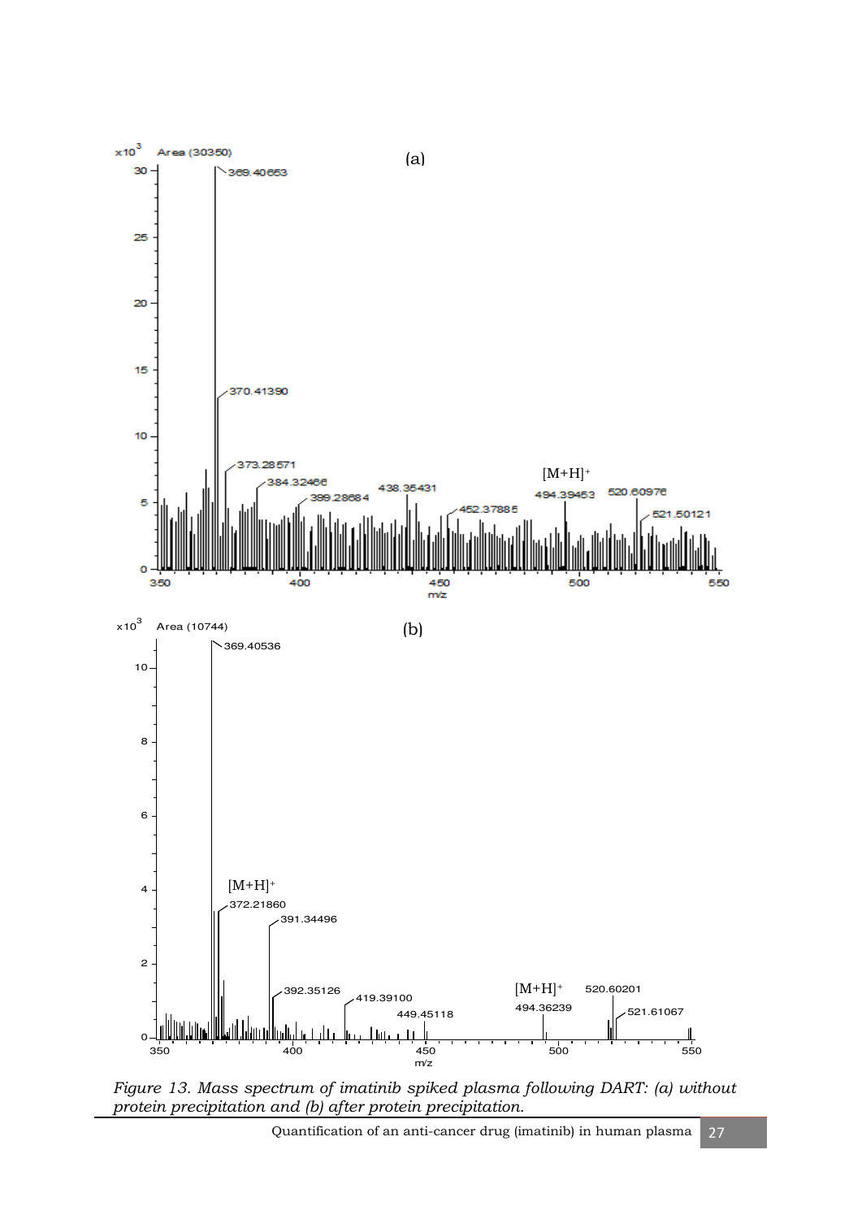*Figure 13. Mass spectrum of imatinib spiked plasma following DART: (a) without protein precipitation and (b) after protein precipitation.*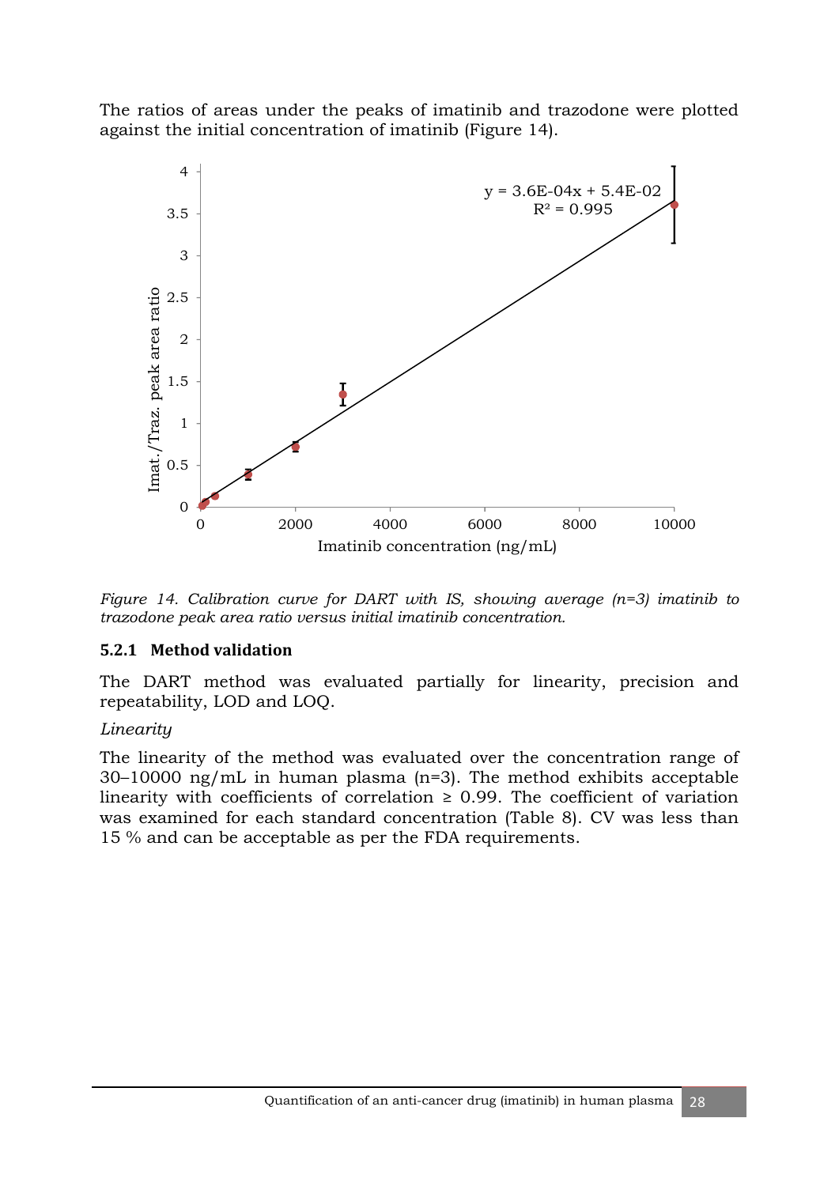The ratios of areas under the peaks of imatinib and trazodone were plotted against the initial concentration of imatinib (Figure 14).

*Figure 14. Calibration curve for DART with IS, showing average (n=3) imatinib to trazodone peak area ratio versus initial imatinib concentration.*

### 5.2.1 Method validation

The DART method was evaluated partially for linearity, precision and repeatability, LOD and LOQ.

*Linearity*

The linearity of the method was evaluated over the concentration range of 30–10000 ng/mL in human plasma (n=3). The method exhibits acceptable linearity with coefficients of correlation ≥ 0.99. The coefficient of variation was examined for each standard concentration (Table 8). CV was less than 15 % and can be acceptable as per the FDA requirements.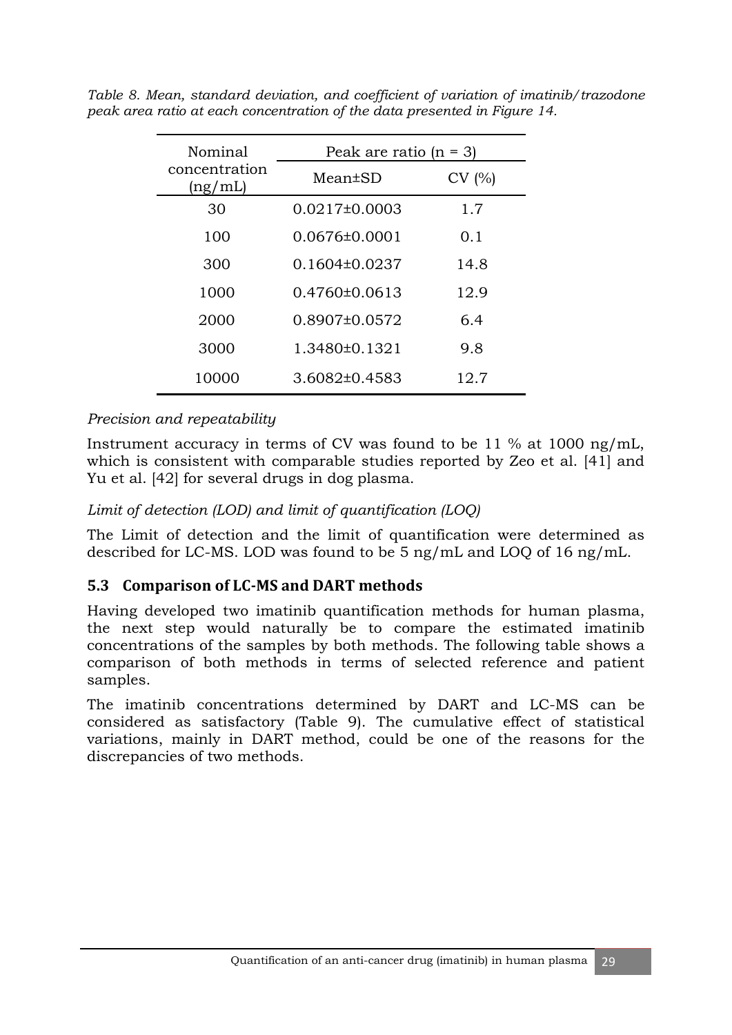*Table 8. Mean, standard deviation, and coefficient of variation of imatinib/trazodone peak area ratio at each concentration of the data presented in Figure 14.*

| Nominal concentration (ng/mL) | Peak are ratio (n = 3) | |
|---|---|---|
| | Mean±SD | CV (%) |
| 30 | 0.0217±0.0003 | 1.7 |
| 100 | 0.0676±0.0001 | 0.1 |
| 300 | 0.1604±0.0237 | 14.8 |
| 1000 | 0.4760±0.0613 | 12.9 |
| 2000 | 0.8907±0.0572 | 6.4 |
| 3000 | 1.3480±0.1321 | 9.8 |
| 10000 | 3.6082±0.4583 | 12.7 |

*Precision and repeatability*

Instrument accuracy in terms of CV was found to be 11 % at 1000 ng/mL, which is consistent with comparable studies reported by Zeo et al. [41] and Yu et al. [42] for several drugs in dog plasma.

*Limit of detection (LOD) and limit of quantification (LOQ)*

The Limit of detection and the limit of quantification were determined as described for LC-MS. LOD was found to be 5 ng/mL and LOQ of 16 ng/mL.

## 5.3 Comparison of LC-MS and DART methods

Having developed two imatinib quantification methods for human plasma, the next step would naturally be to compare the estimated imatinib concentrations of the samples by both methods. The following table shows a comparison of both methods in terms of selected reference and patient samples.

The imatinib concentrations determined by DART and LC-MS can be considered as satisfactory (Table 9). The cumulative effect of statistical variations, mainly in DART method, could be one of the reasons for the discrepancies of two methods.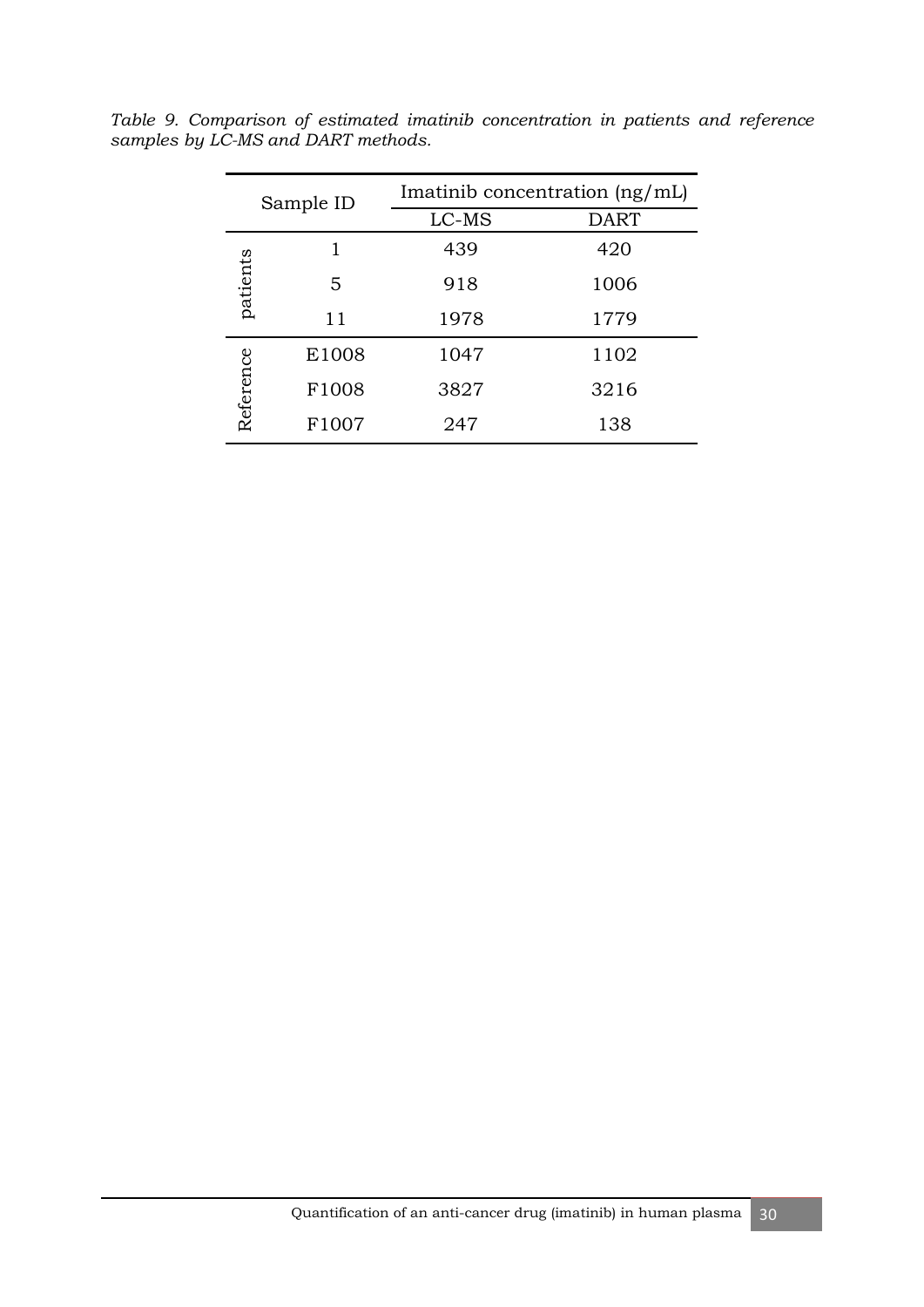*Table 9. Comparison of estimated imatinib concentration in patients and reference samples by LC-MS and DART methods.*

| Sample ID | | Imatinib concentration (ng/mL) | |
|---|---|---|---|
| | | LC-MS | DART |
| patients | 1 | 439 | 420 |
| | 5 | 918 | 1006 |
| | 11 | 1978 | 1779 |
| Reference | E1008 | 1047 | 1102 |
| | F1008 | 3827 | 3216 |
| | F1007 | 247 | 138 |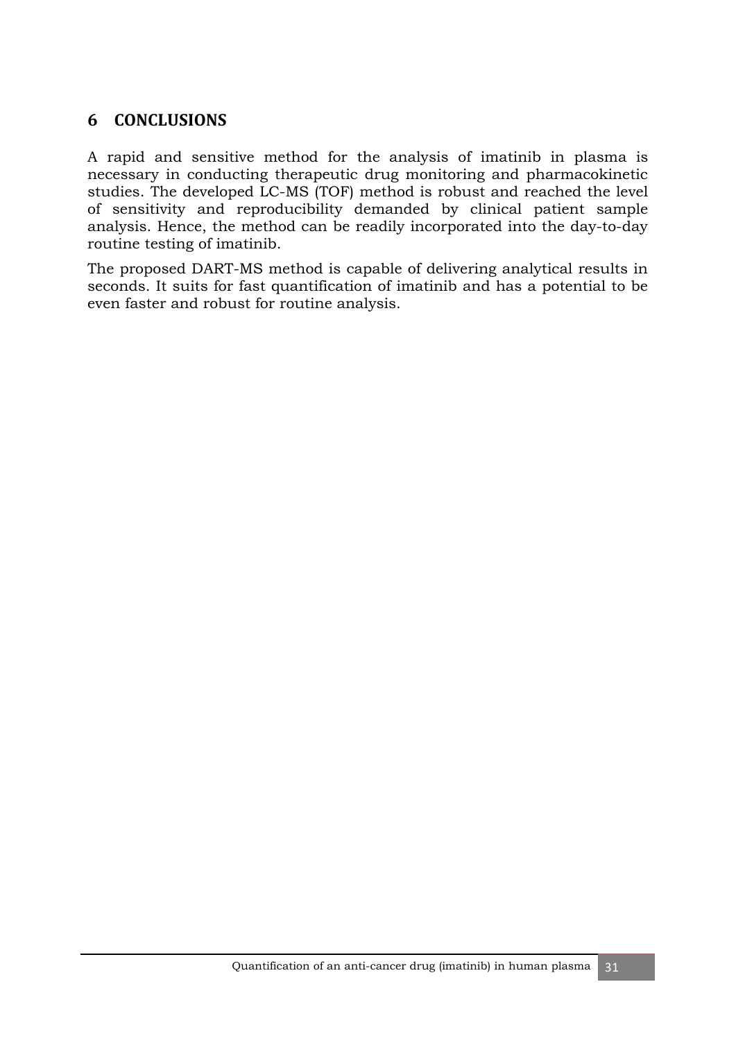# 6 CONCLUSIONS

A rapid and sensitive method for the analysis of imatinib in plasma is necessary in conducting therapeutic drug monitoring and pharmacokinetic studies. The developed LC-MS (TOF) method is robust and reached the level of sensitivity and reproducibility demanded by clinical patient sample analysis. Hence, the method can be readily incorporated into the day-to-day routine testing of imatinib.

The proposed DART-MS method is capable of delivering analytical results in seconds. It suits for fast quantification of imatinib and has a potential to be even faster and robust for routine analysis.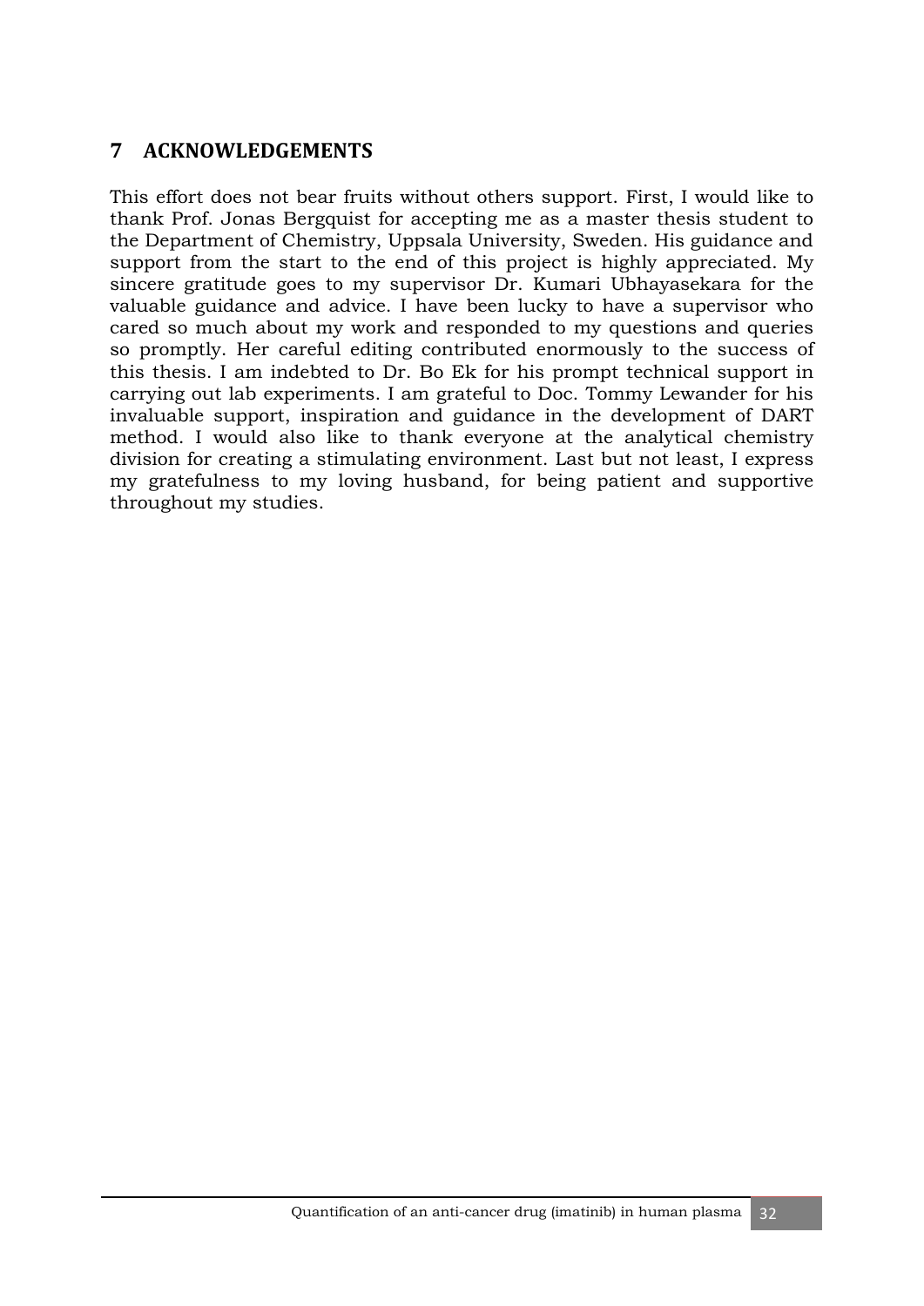# 7 ACKNOWLEDGEMENTS

This effort does not bear fruits without others support. First, I would like to thank Prof. Jonas Bergquist for accepting me as a master thesis student to the Department of Chemistry, Uppsala University, Sweden. His guidance and support from the start to the end of this project is highly appreciated. My sincere gratitude goes to my supervisor Dr. Kumari Ubhayasekara for the valuable guidance and advice. I have been lucky to have a supervisor who cared so much about my work and responded to my questions and queries so promptly. Her careful editing contributed enormously to the success of this thesis. I am indebted to Dr. Bo Ek for his prompt technical support in carrying out lab experiments. I am grateful to Doc. Tommy Lewander for his invaluable support, inspiration and guidance in the development of DART method. I would also like to thank everyone at the analytical chemistry division for creating a stimulating environment. Last but not least, I express my gratefulness to my loving husband, for being patient and supportive throughout my studies.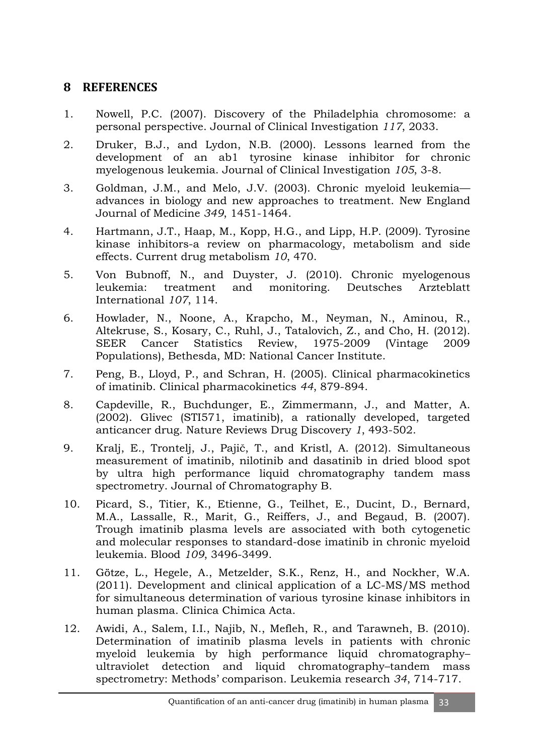# 8 REFERENCES

1. Nowell, P.C. (2007). Discovery of the Philadelphia chromosome: a personal perspective. Journal of Clinical Investigation *117*, 2033.
2. Druker, B.J., and Lydon, N.B. (2000). Lessons learned from the development of an ab1 tyrosine kinase inhibitor for chronic myelogenous leukemia. Journal of Clinical Investigation *105*, 3-8.
3. Goldman, J.M., and Melo, J.V. (2003). Chronic myeloid leukemia—advances in biology and new approaches to treatment. New England Journal of Medicine *349*, 1451-1464.
4. Hartmann, J.T., Haap, M., Kopp, H.G., and Lipp, H.P. (2009). Tyrosine kinase inhibitors-a review on pharmacology, metabolism and side effects. Current drug metabolism *10*, 470.
5. Von Bubnoff, N., and Duyster, J. (2010). Chronic myelogenous leukemia: treatment and monitoring. Deutsches Arzteblatt International *107*, 114.
6. Howlader, N., Noone, A., Krapcho, M., Neyman, N., Aminou, R., Altekruse, S., Kosary, C., Ruhl, J., Tatalovich, Z., and Cho, H. (2012). SEER Cancer Statistics Review, 1975-2009 (Vintage 2009 Populations), Bethesda, MD: National Cancer Institute.
7. Peng, B., Lloyd, P., and Schran, H. (2005). Clinical pharmacokinetics of imatinib. Clinical pharmacokinetics *44*, 879-894.
8. Capdeville, R., Buchdunger, E., Zimmermann, J., and Matter, A. (2002). Glivec (STI571, imatinib), a rationally developed, targeted anticancer drug. Nature Reviews Drug Discovery *1*, 493-502.
9. Kralj, E., Trontelj, J., Pajič, T., and Kristl, A. (2012). Simultaneous measurement of imatinib, nilotinib and dasatinib in dried blood spot by ultra high performance liquid chromatography tandem mass spectrometry. Journal of Chromatography B.
10. Picard, S., Titier, K., Etienne, G., Teilhet, E., Ducint, D., Bernard, M.A., Lassalle, R., Marit, G., Reiffers, J., and Begaud, B. (2007). Trough imatinib plasma levels are associated with both cytogenetic and molecular responses to standard-dose imatinib in chronic myeloid leukemia. Blood *109*, 3496-3499.
11. Götze, L., Hegele, A., Metzelder, S.K., Renz, H., and Nockher, W.A. (2011). Development and clinical application of a LC-MS/MS method for simultaneous determination of various tyrosine kinase inhibitors in human plasma. Clinica Chimica Acta.
12. Awidi, A., Salem, I.I., Najib, N., Mefleh, R., and Tarawneh, B. (2010). Determination of imatinib plasma levels in patients with chronic myeloid leukemia by high performance liquid chromatography–ultraviolet detection and liquid chromatography–tandem mass spectrometry: Methods' comparison. Leukemia research *34*, 714-717.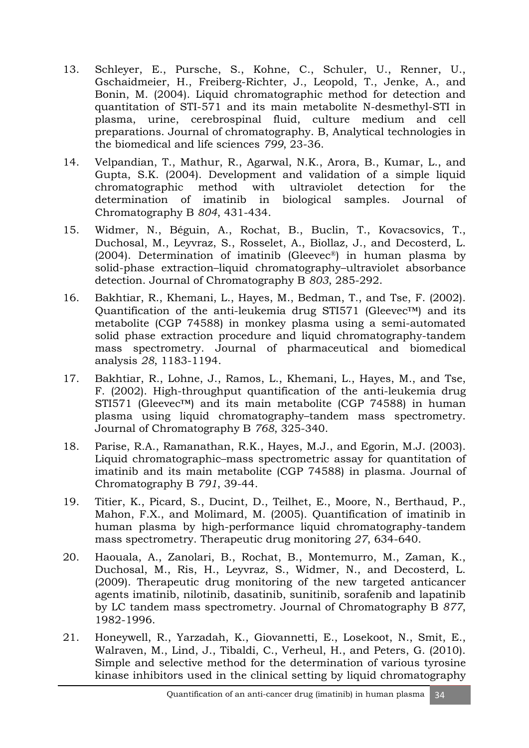13. Schleyer, E., Pursche, S., Kohne, C., Schuler, U., Renner, U., Gschaidmeier, H., Freiberg-Richter, J., Leopold, T., Jenke, A., and Bonin, M. (2004). Liquid chromatographic method for detection and quantitation of STI-571 and its main metabolite N-desmethyl-STI in plasma, urine, cerebrospinal fluid, culture medium and cell preparations. Journal of chromatography. B, Analytical technologies in the biomedical and life sciences *799*, 23-36.

14. Velpandian, T., Mathur, R., Agarwal, N.K., Arora, B., Kumar, L., and Gupta, S.K. (2004). Development and validation of a simple liquid chromatographic method with ultraviolet detection for the determination of imatinib in biological samples. Journal of Chromatography B *804*, 431-434.

15. Widmer, N., Béguin, A., Rochat, B., Buclin, T., Kovacsovics, T., Duchosal, M., Leyvraz, S., Rosselet, A., Biollaz, J., and Decosterd, L. (2004). Determination of imatinib (Gleevec®) in human plasma by solid-phase extraction–liquid chromatography–ultraviolet absorbance detection. Journal of Chromatography B *803*, 285-292.

16. Bakhtiar, R., Khemani, L., Hayes, M., Bedman, T., and Tse, F. (2002). Quantification of the anti-leukemia drug STI571 (Gleevec™) and its metabolite (CGP 74588) in monkey plasma using a semi-automated solid phase extraction procedure and liquid chromatography-tandem mass spectrometry. Journal of pharmaceutical and biomedical analysis *28*, 1183-1194.

17. Bakhtiar, R., Lohne, J., Ramos, L., Khemani, L., Hayes, M., and Tse, F. (2002). High-throughput quantification of the anti-leukemia drug STI571 (Gleevec™) and its main metabolite (CGP 74588) in human plasma using liquid chromatography–tandem mass spectrometry. Journal of Chromatography B *768*, 325-340.

18. Parise, R.A., Ramanathan, R.K., Hayes, M.J., and Egorin, M.J. (2003). Liquid chromatographic–mass spectrometric assay for quantitation of imatinib and its main metabolite (CGP 74588) in plasma. Journal of Chromatography B *791*, 39-44.

19. Titier, K., Picard, S., Ducint, D., Teilhet, E., Moore, N., Berthaud, P., Mahon, F.X., and Molimard, M. (2005). Quantification of imatinib in human plasma by high-performance liquid chromatography-tandem mass spectrometry. Therapeutic drug monitoring *27*, 634-640.

20. Haouala, A., Zanolari, B., Rochat, B., Montemurro, M., Zaman, K., Duchosal, M., Ris, H., Leyvraz, S., Widmer, N., and Decosterd, L. (2009). Therapeutic drug monitoring of the new targeted anticancer agents imatinib, nilotinib, dasatinib, sunitinib, sorafenib and lapatinib by LC tandem mass spectrometry. Journal of Chromatography B *877*, 1982-1996.

21. Honeywell, R., Yarzadah, K., Giovannetti, E., Losekoot, N., Smit, E., Walraven, M., Lind, J., Tibaldi, C., Verheul, H., and Peters, G. (2010). Simple and selective method for the determination of various tyrosine kinase inhibitors used in the clinical setting by liquid chromatography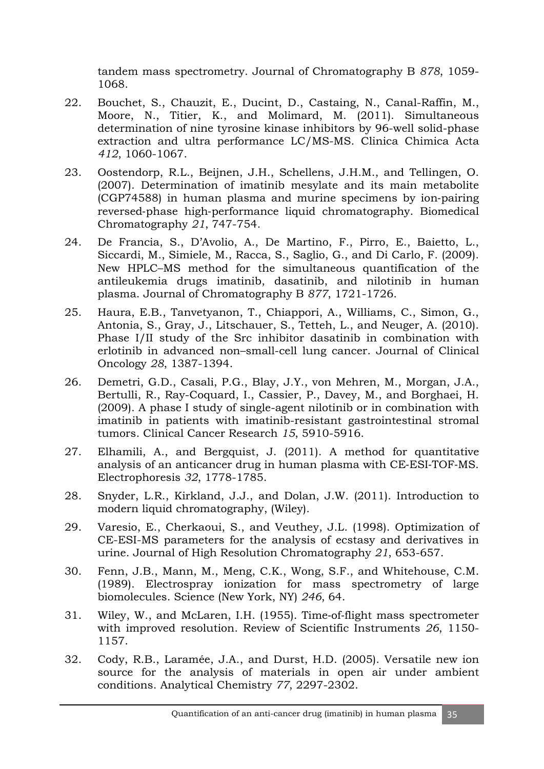tandem mass spectrometry. Journal of Chromatography B *878*, 1059-1068.

22. Bouchet, S., Chauzit, E., Ducint, D., Castaing, N., Canal-Raffin, M., Moore, N., Titier, K., and Molimard, M. (2011). Simultaneous determination of nine tyrosine kinase inhibitors by 96-well solid-phase extraction and ultra performance LC/MS-MS. Clinica Chimica Acta *412*, 1060-1067.

23. Oostendorp, R.L., Beijnen, J.H., Schellens, J.H.M., and Tellingen, O. (2007). Determination of imatinib mesylate and its main metabolite (CGP74588) in human plasma and murine specimens by ion-pairing reversed-phase high-performance liquid chromatography. Biomedical Chromatography *21*, 747-754.

24. De Francia, S., D'Avolio, A., De Martino, F., Pirro, E., Baietto, L., Siccardi, M., Simiele, M., Racca, S., Saglio, G., and Di Carlo, F. (2009). New HPLC–MS method for the simultaneous quantification of the antileukemia drugs imatinib, dasatinib, and nilotinib in human plasma. Journal of Chromatography B *877*, 1721-1726.

25. Haura, E.B., Tanvetyanon, T., Chiappori, A., Williams, C., Simon, G., Antonia, S., Gray, J., Litschauer, S., Tetteh, L., and Neuger, A. (2010). Phase I/II study of the Src inhibitor dasatinib in combination with erlotinib in advanced non–small-cell lung cancer. Journal of Clinical Oncology *28*, 1387-1394.

26. Demetri, G.D., Casali, P.G., Blay, J.Y., von Mehren, M., Morgan, J.A., Bertulli, R., Ray-Coquard, I., Cassier, P., Davey, M., and Borghaei, H. (2009). A phase I study of single-agent nilotinib or in combination with imatinib in patients with imatinib-resistant gastrointestinal stromal tumors. Clinical Cancer Research *15*, 5910-5916.

27. Elhamili, A., and Bergquist, J. (2011). A method for quantitative analysis of an anticancer drug in human plasma with CE-ESI-TOF-MS. Electrophoresis *32*, 1778-1785.

28. Snyder, L.R., Kirkland, J.J., and Dolan, J.W. (2011). Introduction to modern liquid chromatography, (Wiley).

29. Varesio, E., Cherkaoui, S., and Veuthey, J.L. (1998). Optimization of CE-ESI-MS parameters for the analysis of ecstasy and derivatives in urine. Journal of High Resolution Chromatography *21*, 653-657.

30. Fenn, J.B., Mann, M., Meng, C.K., Wong, S.F., and Whitehouse, C.M. (1989). Electrospray ionization for mass spectrometry of large biomolecules. Science (New York, NY) *246*, 64.

31. Wiley, W., and McLaren, I.H. (1955). Time-of-flight mass spectrometer with improved resolution. Review of Scientific Instruments *26*, 1150-1157.

32. Cody, R.B., Laramée, J.A., and Durst, H.D. (2005). Versatile new ion source for the analysis of materials in open air under ambient conditions. Analytical Chemistry *77*, 2297-2302.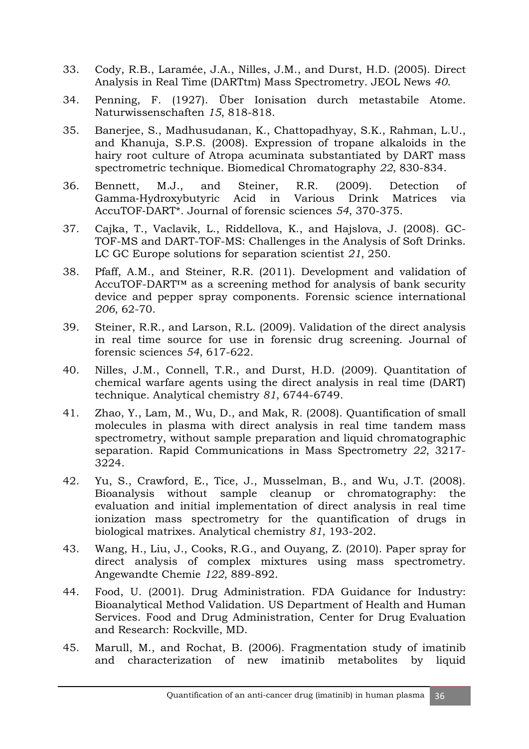33. Cody, R.B., Laramée, J.A., Nilles, J.M., and Durst, H.D. (2005). Direct Analysis in Real Time (DARTtm) Mass Spectrometry. JEOL News *40*.

34. Penning, F. (1927). Über Ionisation durch metastabile Atome. Naturwissenschaften *15*, 818-818.

35. Banerjee, S., Madhusudanan, K., Chattopadhyay, S.K., Rahman, L.U., and Khanuja, S.P.S. (2008). Expression of tropane alkaloids in the hairy root culture of Atropa acuminata substantiated by DART mass spectrometric technique. Biomedical Chromatography *22*, 830-834.

36. Bennett, M.J., and Steiner, R.R. (2009). Detection of Gamma-Hydroxybutyric Acid in Various Drink Matrices via AccuTOF-DART*. Journal of forensic sciences *54*, 370-375.

37. Cajka, T., Vaclavik, L., Riddellova, K., and Hajslova, J. (2008). GC-TOF-MS and DART-TOF-MS: Challenges in the Analysis of Soft Drinks. LC GC Europe solutions for separation scientist *21*, 250.

38. Pfaff, A.M., and Steiner, R.R. (2011). Development and validation of AccuTOF-DART™ as a screening method for analysis of bank security device and pepper spray components. Forensic science international *206*, 62-70.

39. Steiner, R.R., and Larson, R.L. (2009). Validation of the direct analysis in real time source for use in forensic drug screening. Journal of forensic sciences *54*, 617-622.

40. Nilles, J.M., Connell, T.R., and Durst, H.D. (2009). Quantitation of chemical warfare agents using the direct analysis in real time (DART) technique. Analytical chemistry *81*, 6744-6749.

41. Zhao, Y., Lam, M., Wu, D., and Mak, R. (2008). Quantification of small molecules in plasma with direct analysis in real time tandem mass spectrometry, without sample preparation and liquid chromatographic separation. Rapid Communications in Mass Spectrometry *22*, 3217-3224.

42. Yu, S., Crawford, E., Tice, J., Musselman, B., and Wu, J.T. (2008). Bioanalysis without sample cleanup or chromatography: the evaluation and initial implementation of direct analysis in real time ionization mass spectrometry for the quantification of drugs in biological matrixes. Analytical chemistry *81*, 193-202.

43. Wang, H., Liu, J., Cooks, R.G., and Ouyang, Z. (2010). Paper spray for direct analysis of complex mixtures using mass spectrometry. Angewandte Chemie *122*, 889-892.

44. Food, U. (2001). Drug Administration. FDA Guidance for Industry: Bioanalytical Method Validation. US Department of Health and Human Services. Food and Drug Administration, Center for Drug Evaluation and Research: Rockville, MD.

45. Marull, M., and Rochat, B. (2006). Fragmentation study of imatinib and characterization of new imatinib metabolites by liquid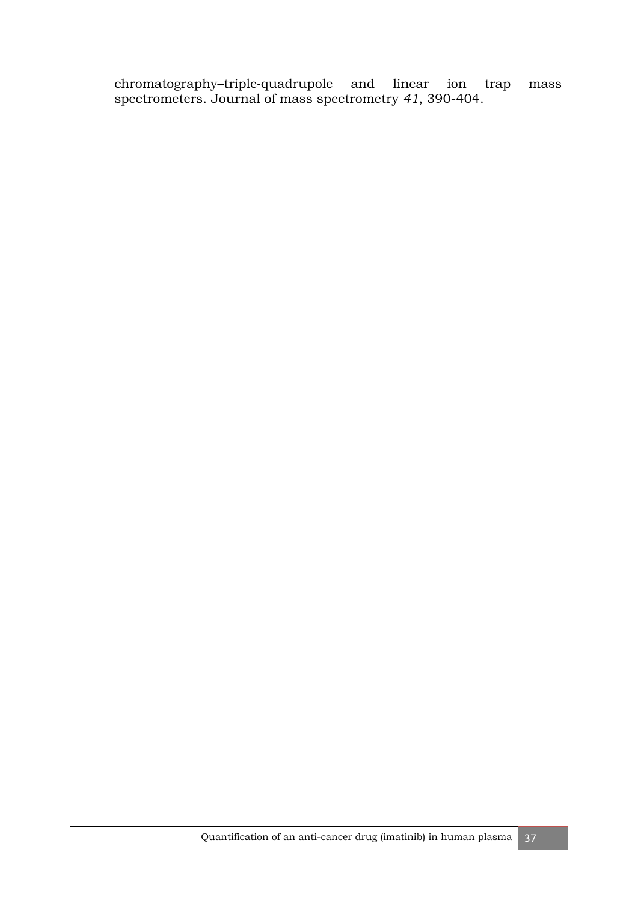chromatography–triple-quadrupole and linear ion trap mass spectrometers. Journal of mass spectrometry *41*, 390-404.